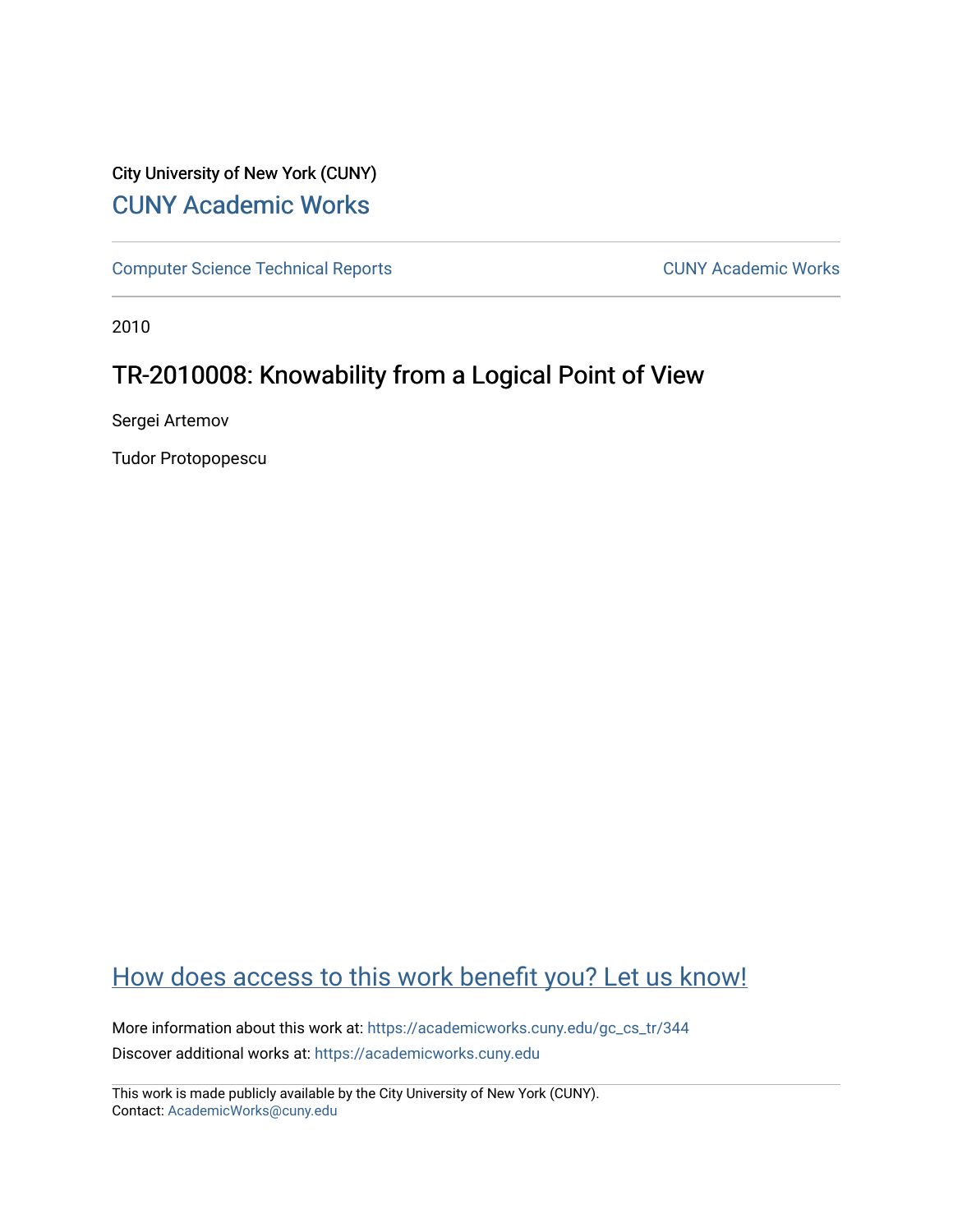City University of New York (CUNY)

# CUNY Academic Works

Computer Science Technical Reports | CUNY Academic Works

2010

## TR-2010008: Knowability from a Logical Point of View

Sergei Artemov

Tudor Protopopescu

How does access to this work benefit you? Let us know!

More information about this work at: https://academicworks.cuny.edu/gc_cs_tr/344

Discover additional works at: https://academicworks.cuny.edu

This work is made publicly available by the City University of New York (CUNY).
Contact: AcademicWorks@cuny.edu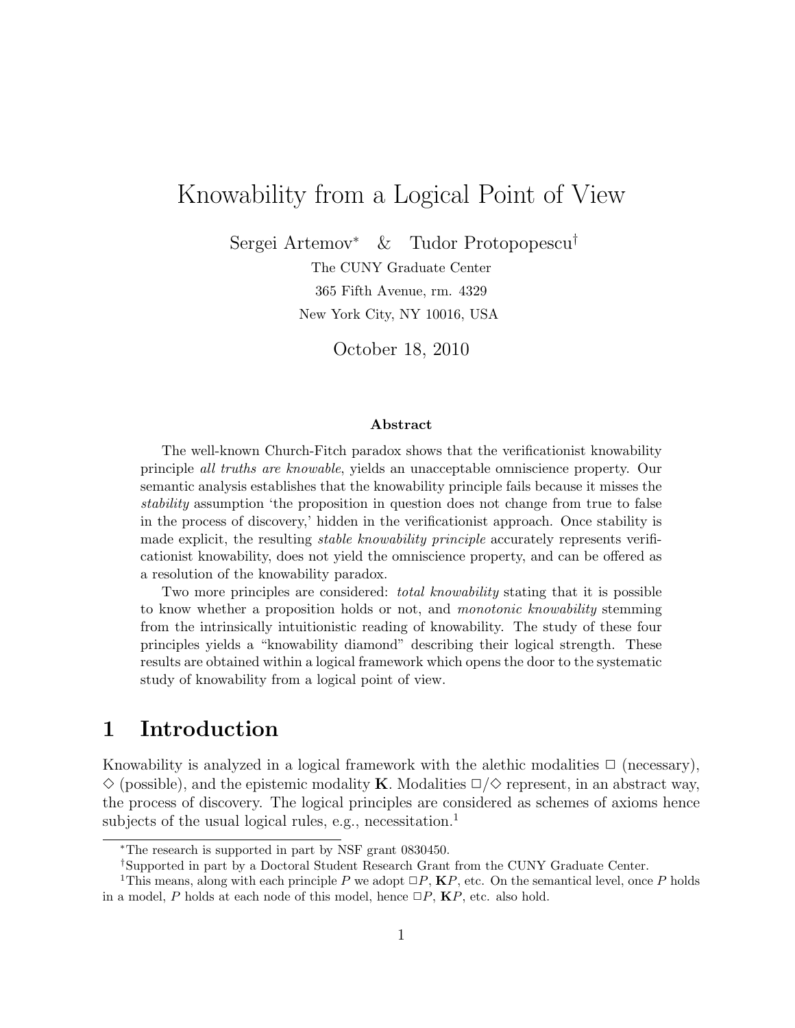# Knowability from a Logical Point of View

Sergei Artemov[*] & Tudor Protopopescu[†]

The CUNY Graduate Center

365 Fifth Avenue, rm. 4329

New York City, NY 10016, USA

October 18, 2010

**Abstract**

The well-known Church-Fitch paradox shows that the verificationist knowability principle *all truths are knowable*, yields an unacceptable omniscience property. Our semantic analysis establishes that the knowability principle fails because it misses the *stability* assumption 'the proposition in question does not change from true to false in the process of discovery,' hidden in the verificationist approach. Once stability is made explicit, the resulting *stable knowability principle* accurately represents verificationist knowability, does not yield the omniscience property, and can be offered as a resolution of the knowability paradox.

Two more principles are considered: *total knowability* stating that it is possible to know whether a proposition holds or not, and *monotonic knowability* stemming from the intrinsically intuitionistic reading of knowability. The study of these four principles yields a "knowability diamond" describing their logical strength. These results are obtained within a logical framework which opens the door to the systematic study of knowability from a logical point of view.

## 1 Introduction

Knowability is analyzed in a logical framework with the alethic modalities $\Box$ (necessary), $\Diamond$ (possible), and the epistemic modality $\mathbf{K}$. Modalities $\Box/\Diamond$ represent, in an abstract way, the process of discovery. The logical principles are considered as schemes of axioms hence subjects of the usual logical rules, e.g., necessitation.[1]

---

[*] The research is supported in part by NSF grant 0830450.

[†] Supported in part by a Doctoral Student Research Grant from the CUNY Graduate Center.

[1] This means, along with each principle $P$ we adopt $\Box P$, $\mathbf{K}P$, etc. On the semantical level, once $P$ holds in a model, $P$ holds at each node of this model, hence $\Box P$, $\mathbf{K}P$, etc. also hold.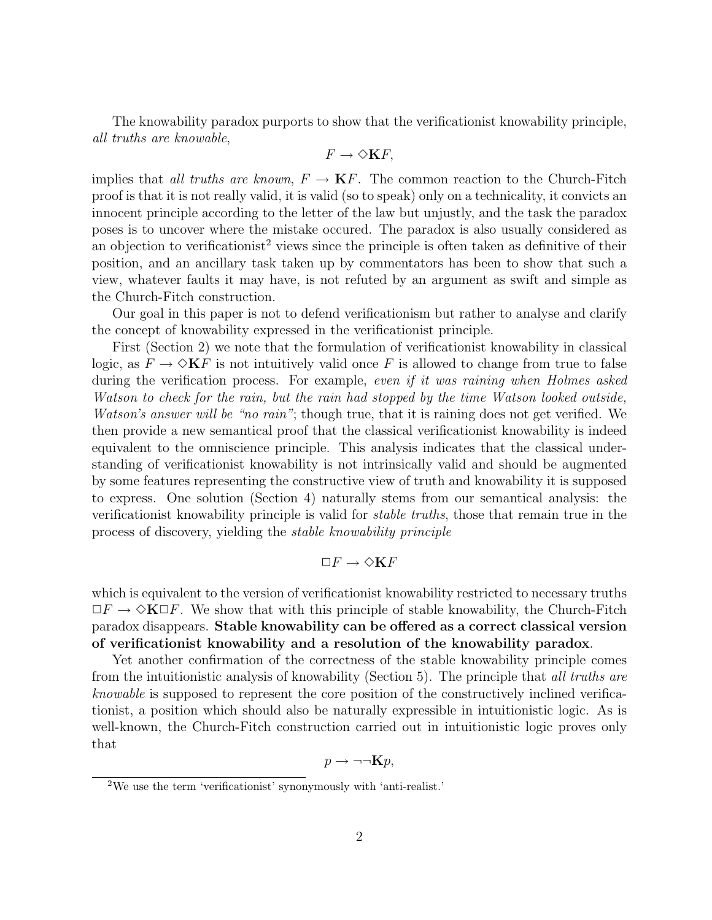The knowability paradox purports to show that the verificationist knowability principle, *all truths are knowable*,

$$F \rightarrow \Diamond \mathbf{K} F,$$

implies that *all truths are known*, $F \rightarrow \mathbf{K}F$. The common reaction to the Church-Fitch proof is that it is not really valid, it is valid (so to speak) only on a technicality, it convicts an innocent principle according to the letter of the law but unjustly, and the task the paradox poses is to uncover where the mistake occured. The paradox is also usually considered as an objection to verificationist[2] views since the principle is often taken as definitive of their position, and an ancillary task taken up by commentators has been to show that such a view, whatever faults it may have, is not refuted by an argument as swift and simple as the Church-Fitch construction.

Our goal in this paper is not to defend verificationism but rather to analyse and clarify the concept of knowability expressed in the verificationist principle.

First (Section 2) we note that the formulation of verificationist knowability in classical logic, as $F \rightarrow \Diamond \mathbf{K} F$ is not intuitively valid once $F$ is allowed to change from true to false during the verification process. For example, *even if it was raining when Holmes asked Watson to check for the rain, but the rain had stopped by the time Watson looked outside, Watson's answer will be "no rain"*; though true, that it is raining does not get verified. We then provide a new semantical proof that the classical verificationist knowability is indeed equivalent to the omniscience principle. This analysis indicates that the classical understanding of verificationist knowability is not intrinsically valid and should be augmented by some features representing the constructive view of truth and knowability it is supposed to express. One solution (Section 4) naturally stems from our semantical analysis: the verificationist knowability principle is valid for *stable truths*, those that remain true in the process of discovery, yielding the *stable knowability principle*

$$\Box F \rightarrow \Diamond \mathbf{K} F$$

which is equivalent to the version of verificationist knowability restricted to necessary truths $\Box F \rightarrow \Diamond \mathbf{K} \Box F$. We show that with this principle of stable knowability, the Church-Fitch paradox disappears. **Stable knowability can be offered as a correct classical version of verificationist knowability and a resolution of the knowability paradox**.

Yet another confirmation of the correctness of the stable knowability principle comes from the intuitionistic analysis of knowability (Section 5). The principle that *all truths are knowable* is supposed to represent the core position of the constructively inclined verificationist, a position which should also be naturally expressible in intuitionistic logic. As is well-known, the Church-Fitch construction carried out in intuitionistic logic proves only that

$$p \rightarrow \neg\neg \mathbf{K} p,$$

[2]We use the term 'verificationist' synonymously with 'anti-realist.'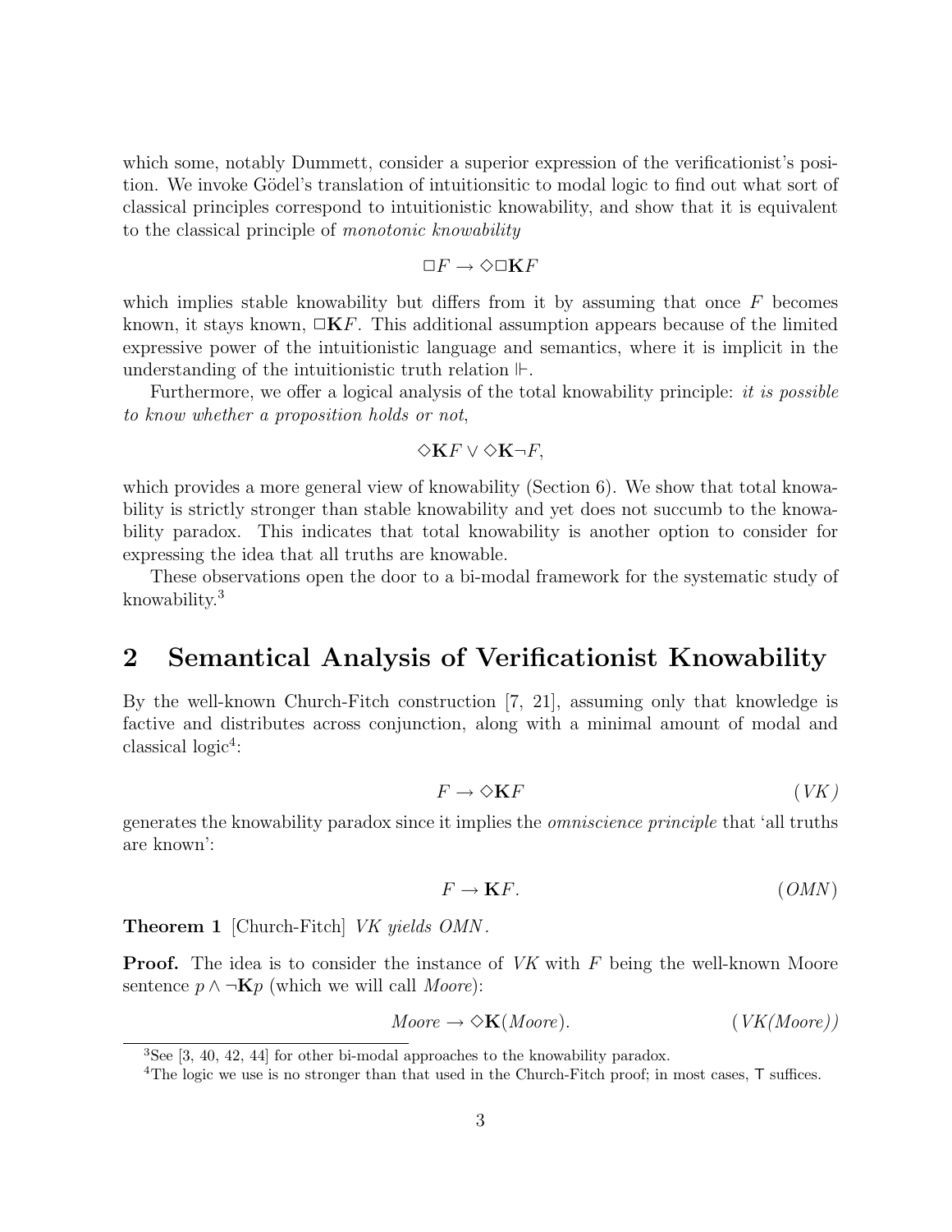which some, notably Dummett, consider a superior expression of the verificationist's position. We invoke Gödel's translation of intuitionsitic to modal logic to find out what sort of classical principles correspond to intuitionistic knowability, and show that it is equivalent to the classical principle of *monotonic knowability*

$$\Box F \rightarrow \Diamond \Box \mathbf{K} F$$

which implies stable knowability but differs from it by assuming that once $F$ becomes known, it stays known, $\Box \mathbf{K} F$. This additional assumption appears because of the limited expressive power of the intuitionistic language and semantics, where it is implicit in the understanding of the intuitionistic truth relation $\Vdash$.

Furthermore, we offer a logical analysis of the total knowability principle: *it is possible to know whether a proposition holds or not*,

$$\Diamond \mathbf{K} F \vee \Diamond \mathbf{K} \neg F,$$

which provides a more general view of knowability (Section 6). We show that total knowability is strictly stronger than stable knowability and yet does not succumb to the knowability paradox. This indicates that total knowability is another option to consider for expressing the idea that all truths are knowable.

These observations open the door to a bi-modal framework for the systematic study of knowability.[3]

## 2 Semantical Analysis of Verificationist Knowability

By the well-known Church-Fitch construction [7, 21], assuming only that knowledge is factive and distributes across conjunction, along with a minimal amount of modal and classical logic[4]:

$$F \rightarrow \Diamond \mathbf{K} F \qquad (VK)$$

generates the knowability paradox since it implies the *omniscience principle* that 'all truths are known':

$$F \rightarrow \mathbf{K} F. \qquad (OMN)$$

**Theorem 1** [Church-Fitch] *VK yields OMN*.

**Proof.** The idea is to consider the instance of *VK* with $F$ being the well-known Moore sentence $p \wedge \neg \mathbf{K} p$ (which we will call *Moore*):

$$\mathit{Moore} \rightarrow \Diamond \mathbf{K}(\mathit{Moore}). \qquad (VK(Moore))$$

[3] See [3, 40, 42, 44] for other bi-modal approaches to the knowability paradox.

[4] The logic we use is no stronger than that used in the Church-Fitch proof; in most cases, T suffices.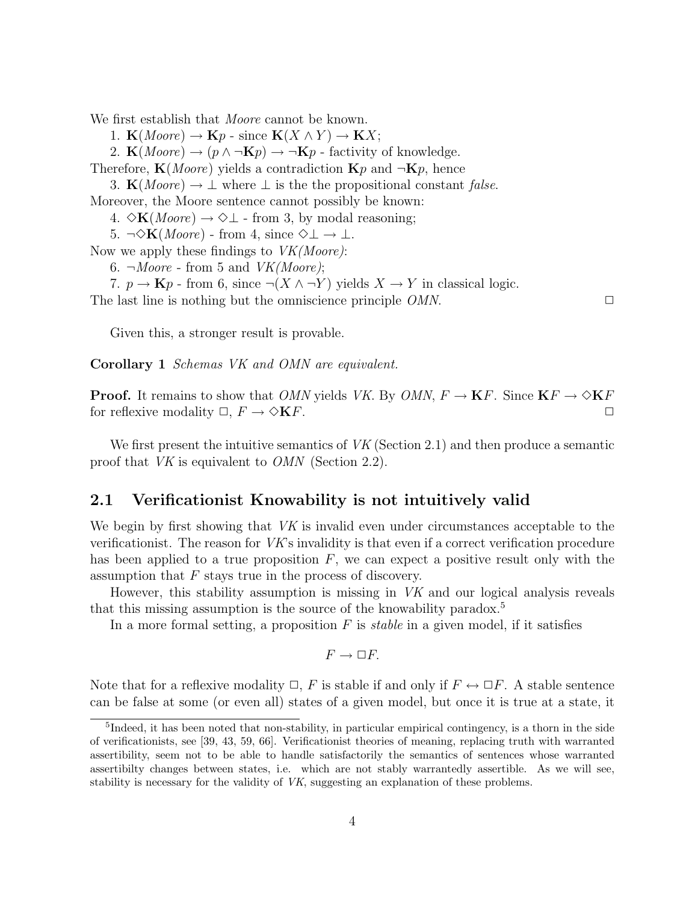We first establish that *Moore* cannot be known.

1. $\mathbf{K}(\mathit{Moore}) \rightarrow \mathbf{K}p$ - since $\mathbf{K}(X \wedge Y) \rightarrow \mathbf{K}X$;
2. $\mathbf{K}(\mathit{Moore}) \rightarrow (p \wedge \neg\mathbf{K}p) \rightarrow \neg\mathbf{K}p$ - factivity of knowledge.

Therefore, $\mathbf{K}(\mathit{Moore})$ yields a contradiction $\mathbf{K}p$ and $\neg\mathbf{K}p$, hence

3. $\mathbf{K}(\mathit{Moore}) \rightarrow \bot$ where $\bot$ is the the propositional constant *false*.

Moreover, the Moore sentence cannot possibly be known:

4. $\Diamond\mathbf{K}(\mathit{Moore}) \rightarrow \Diamond\bot$ - from 3, by modal reasoning;
5. $\neg\Diamond\mathbf{K}(\mathit{Moore})$ - from 4, since $\Diamond\bot \rightarrow \bot$.

Now we apply these findings to *VK(Moore)*:

6. $\neg\mathit{Moore}$ - from 5 and *VK(Moore)*;
7. $p \rightarrow \mathbf{K}p$ - from 6, since $\neg(X \wedge \neg Y)$ yields $X \rightarrow Y$ in classical logic.

The last line is nothing but the omniscience principle *OMN*. □

Given this, a stronger result is provable.

**Corollary 1** *Schemas VK and OMN are equivalent.*

**Proof.** It remains to show that *OMN* yields *VK*. By *OMN*, $F \rightarrow \mathbf{K}F$. Since $\mathbf{K}F \rightarrow \Diamond\mathbf{K}F$ for reflexive modality $\Box$, $F \rightarrow \Diamond\mathbf{K}F$. □

We first present the intuitive semantics of *VK* (Section 2.1) and then produce a semantic proof that *VK* is equivalent to *OMN* (Section 2.2).

## 2.1 Verificationist Knowability is not intuitively valid

We begin by first showing that *VK* is invalid even under circumstances acceptable to the verificationist. The reason for *VK*'s invalidity is that even if a correct verification procedure has been applied to a true proposition $F$, we can expect a positive result only with the assumption that $F$ stays true in the process of discovery.

However, this stability assumption is missing in *VK* and our logical analysis reveals that this missing assumption is the source of the knowability paradox.[5]

In a more formal setting, a proposition $F$ is *stable* in a given model, if it satisfies

$$F \rightarrow \Box F.$$

Note that for a reflexive modality $\Box$, $F$ is stable if and only if $F \leftrightarrow \Box F$. A stable sentence can be false at some (or even all) states of a given model, but once it is true at a state, it

[5]Indeed, it has been noted that non-stability, in particular empirical contingency, is a thorn in the side of verificationists, see [39, 43, 59, 66]. Verificationist theories of meaning, replacing truth with warranted assertibility, seem not to be able to handle satisfactorily the semantics of sentences whose warranted assertibilty changes between states, i.e. which are not stably warrantedly assertible. As we will see, stability is necessary for the validity of *VK*, suggesting an explanation of these problems.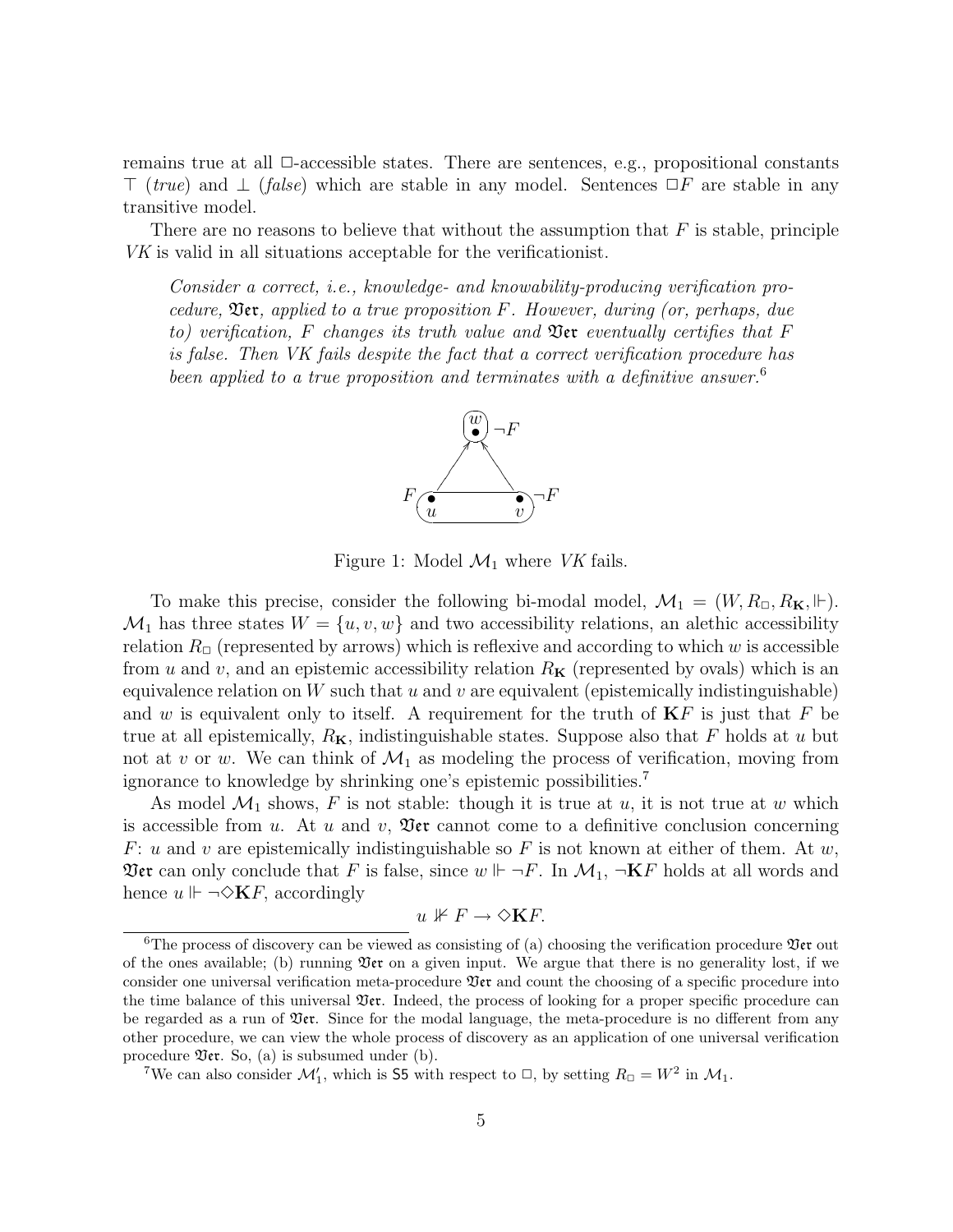remains true at all $\Box$-accessible states. There are sentences, e.g., propositional constants $\top$ (*true*) and $\bot$ (*false*) which are stable in any model. Sentences $\Box F$ are stable in any transitive model.

There are no reasons to believe that without the assumption that $F$ is stable, principle *VK* is valid in all situations acceptable for the verificationist.

> *Consider a correct, i.e., knowledge- and knowability-producing verification procedure,* $\mathfrak{Ver}$*, applied to a true proposition* $F$*. However, during (or, perhaps, due to) verification,* $F$ *changes its truth value and* $\mathfrak{Ver}$ *eventually certifies that* $F$ *is false. Then VK fails despite the fact that a correct verification procedure has been applied to a true proposition and terminates with a definitive answer.*[6]

Figure 1: Model $\mathcal{M}_1$ where *VK* fails.

To make this precise, consider the following bi-modal model, $\mathcal{M}_1 = (W, R_\Box, R_{\mathbf{K}}, \Vdash)$. $\mathcal{M}_1$ has three states $W = \{u, v, w\}$ and two accessibility relations, an alethic accessibility relation $R_\Box$ (represented by arrows) which is reflexive and according to which $w$ is accessible from $u$ and $v$, and an epistemic accessibility relation $R_{\mathbf{K}}$ (represented by ovals) which is an equivalence relation on $W$ such that $u$ and $v$ are equivalent (epistemically indistinguishable) and $w$ is equivalent only to itself. A requirement for the truth of $\mathbf{K}F$ is just that $F$ be true at all epistemically, $R_{\mathbf{K}}$, indistinguishable states. Suppose also that $F$ holds at $u$ but not at $v$ or $w$. We can think of $\mathcal{M}_1$ as modeling the process of verification, moving from ignorance to knowledge by shrinking one's epistemic possibilities.[7]

As model $\mathcal{M}_1$ shows, $F$ is not stable: though it is true at $u$, it is not true at $w$ which is accessible from $u$. At $u$ and $v$, $\mathfrak{Ver}$ cannot come to a definitive conclusion concerning $F$: $u$ and $v$ are epistemically indistinguishable so $F$ is not known at either of them. At $w$, $\mathfrak{Ver}$ can only conclude that $F$ is false, since $w \Vdash \neg F$. In $\mathcal{M}_1$, $\neg\mathbf{K}F$ holds at all words and hence $u \Vdash \neg\Diamond\mathbf{K}F$, accordingly

$$u \nVdash F \rightarrow \Diamond\mathbf{K}F.$$

[6] The process of discovery can be viewed as consisting of (a) choosing the verification procedure $\mathfrak{Ver}$ out of the ones available; (b) running $\mathfrak{Ver}$ on a given input. We argue that there is no generality lost, if we consider one universal verification meta-procedure $\mathfrak{Ver}$ and count the choosing of a specific procedure into the time balance of this universal $\mathfrak{Ver}$. Indeed, the process of looking for a proper specific procedure can be regarded as a run of $\mathfrak{Ver}$. Since for the modal language, the meta-procedure is no different from any other procedure, we can view the whole process of discovery as an application of one universal verification procedure $\mathfrak{Ver}$. So, (a) is subsumed under (b).

[7] We can also consider $\mathcal{M}_1'$, which is $\mathsf{S5}$ with respect to $\Box$, by setting $R_\Box = W^2$ in $\mathcal{M}_1$.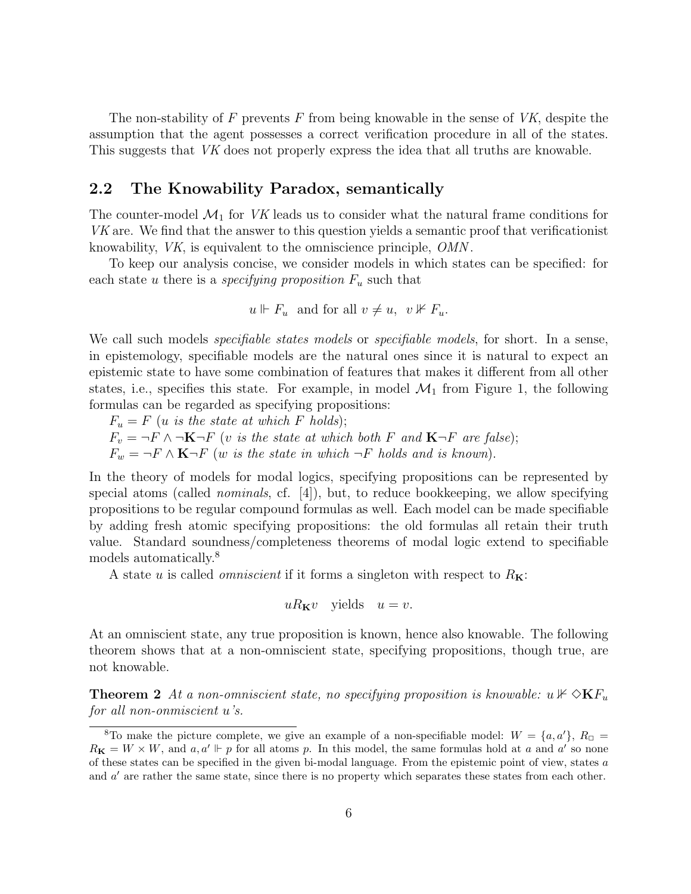The non-stability of $F$ prevents $F$ from being knowable in the sense of *VK*, despite the assumption that the agent possesses a correct verification procedure in all of the states. This suggests that *VK* does not properly express the idea that all truths are knowable.

## 2.2 The Knowability Paradox, semantically

The counter-model $\mathcal{M}_1$ for *VK* leads us to consider what the natural frame conditions for *VK* are. We find that the answer to this question yields a semantic proof that verificationist knowability, *VK*, is equivalent to the omniscience principle, *OMN*.

To keep our analysis concise, we consider models in which states can be specified: for each state $u$ there is a *specifying proposition* $F_u$ such that

$$u \Vdash F_u \text{ and for all } v \neq u,\ v \nVdash F_u.$$

We call such models *specifiable states models* or *specifiable models*, for short. In a sense, in epistemology, specifiable models are the natural ones since it is natural to expect an epistemic state to have some combination of features that makes it different from all other states, i.e., specifies this state. For example, in model $\mathcal{M}_1$ from Figure 1, the following formulas can be regarded as specifying propositions:

$F_u = F$ (*$u$ is the state at which $F$ holds*);
$F_v = \neg F \wedge \neg \mathbf{K}\neg F$ (*$v$ is the state at which both $F$ and $\mathbf{K}\neg F$ are false*);
$F_w = \neg F \wedge \mathbf{K}\neg F$ (*$w$ is the state in which $\neg F$ holds and is known*).

In the theory of models for modal logics, specifying propositions can be represented by special atoms (called *nominals*, cf. [4]), but, to reduce bookkeeping, we allow specifying propositions to be regular compound formulas as well. Each model can be made specifiable by adding fresh atomic specifying propositions: the old formulas all retain their truth value. Standard soundness/completeness theorems of modal logic extend to specifiable models automatically.[8]

A state $u$ is called *omniscient* if it forms a singleton with respect to $R_{\mathbf{K}}$:

$$uR_{\mathbf{K}}v \quad \text{yields} \quad u = v.$$

At an omniscient state, any true proposition is known, hence also knowable. The following theorem shows that at a non-omniscient state, specifying propositions, though true, are not knowable.

**Theorem 2** *At a non-omniscient state, no specifying proposition is knowable: $u \nVdash \Diamond\mathbf{K}F_u$ for all non-onmiscient $u$'s.*

[8] To make the picture complete, we give an example of a non-specifiable model: $W = \{a, a'\}$, $R_{\Box} = R_{\mathbf{K}} = W \times W$, and $a, a' \Vdash p$ for all atoms $p$. In this model, the same formulas hold at $a$ and $a'$ so none of these states can be specified in the given bi-modal language. From the epistemic point of view, states $a$ and $a'$ are rather the same state, since there is no property which separates these states from each other.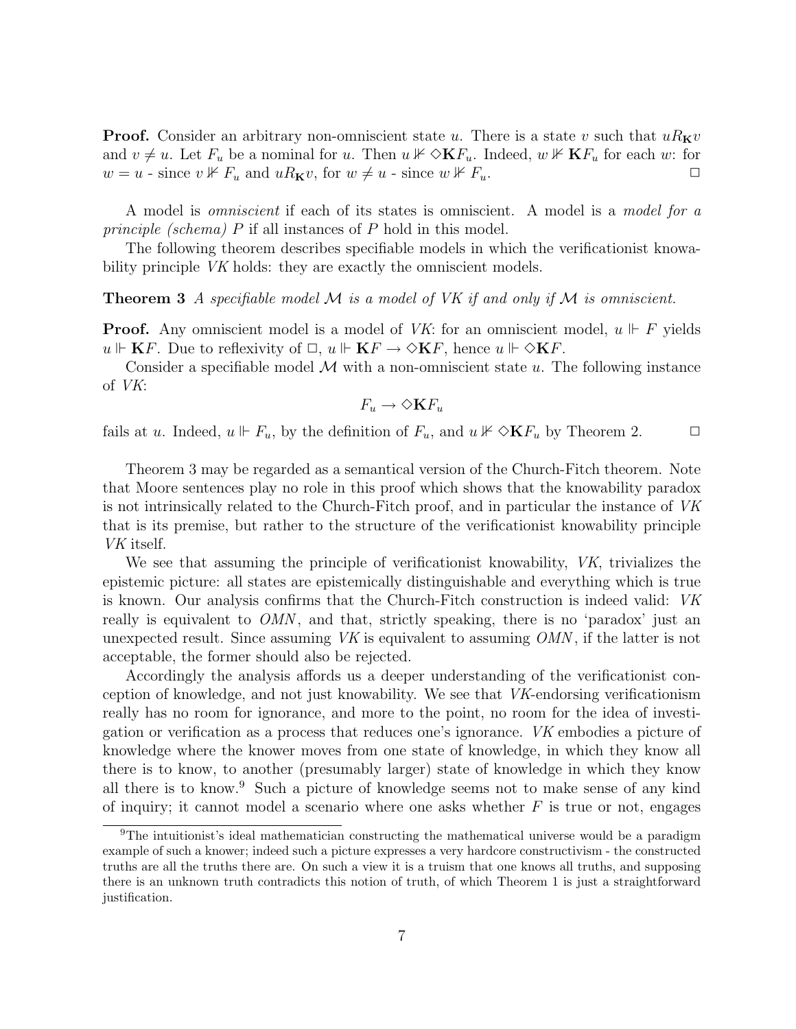**Proof.** Consider an arbitrary non-omniscient state $u$. There is a state $v$ such that $uR_{\mathbf{K}}v$ and $v \neq u$. Let $F_u$ be a nominal for $u$. Then $u \not\Vdash \Diamond \mathbf{K} F_u$. Indeed, $w \not\Vdash \mathbf{K} F_u$ for each $w$: for $w = u$ - since $v \not\Vdash F_u$ and $uR_{\mathbf{K}}v$, for $w \neq u$ - since $w \not\Vdash F_u$. $\Box$

A model is *omniscient* if each of its states is omniscient. A model is a *model for a principle (schema)* $P$ if all instances of $P$ hold in this model.

The following theorem describes specifiable models in which the verificationist knowability principle *VK* holds: they are exactly the omniscient models.

**Theorem 3** *A specifiable model $\mathcal{M}$ is a model of VK if and only if $\mathcal{M}$ is omniscient.*

**Proof.** Any omniscient model is a model of *VK*: for an omniscient model, $u \Vdash F$ yields $u \Vdash \mathbf{K} F$. Due to reflexivity of $\Box$, $u \Vdash \mathbf{K} F \rightarrow \Diamond \mathbf{K} F$, hence $u \Vdash \Diamond \mathbf{K} F$.

Consider a specifiable model $\mathcal{M}$ with a non-omniscient state $u$. The following instance of *VK*:

$$F_u \rightarrow \Diamond \mathbf{K} F_u$$

fails at $u$. Indeed, $u \Vdash F_u$, by the definition of $F_u$, and $u \not\Vdash \Diamond \mathbf{K} F_u$ by Theorem 2. $\Box$

Theorem 3 may be regarded as a semantical version of the Church-Fitch theorem. Note that Moore sentences play no role in this proof which shows that the knowability paradox is not intrinsically related to the Church-Fitch proof, and in particular the instance of *VK* that is its premise, but rather to the structure of the verificationist knowability principle *VK* itself.

We see that assuming the principle of verificationist knowability, *VK*, trivializes the epistemic picture: all states are epistemically distinguishable and everything which is true is known. Our analysis confirms that the Church-Fitch construction is indeed valid: *VK* really is equivalent to *OMN*, and that, strictly speaking, there is no 'paradox' just an unexpected result. Since assuming *VK* is equivalent to assuming *OMN*, if the latter is not acceptable, the former should also be rejected.

Accordingly the analysis affords us a deeper understanding of the verificationist conception of knowledge, and not just knowability. We see that *VK*-endorsing verificationism really has no room for ignorance, and more to the point, no room for the idea of investigation or verification as a process that reduces one's ignorance. *VK* embodies a picture of knowledge where the knower moves from one state of knowledge, in which they know all there is to know, to another (presumably larger) state of knowledge in which they know all there is to know.[9] Such a picture of knowledge seems not to make sense of any kind of inquiry; it cannot model a scenario where one asks whether $F$ is true or not, engages

[9] The intuitionist's ideal mathematician constructing the mathematical universe would be a paradigm example of such a knower; indeed such a picture expresses a very hardcore constructivism - the constructed truths are all the truths there are. On such a view it is a truism that one knows all truths, and supposing there is an unknown truth contradicts this notion of truth, of which Theorem 1 is just a straightforward justification.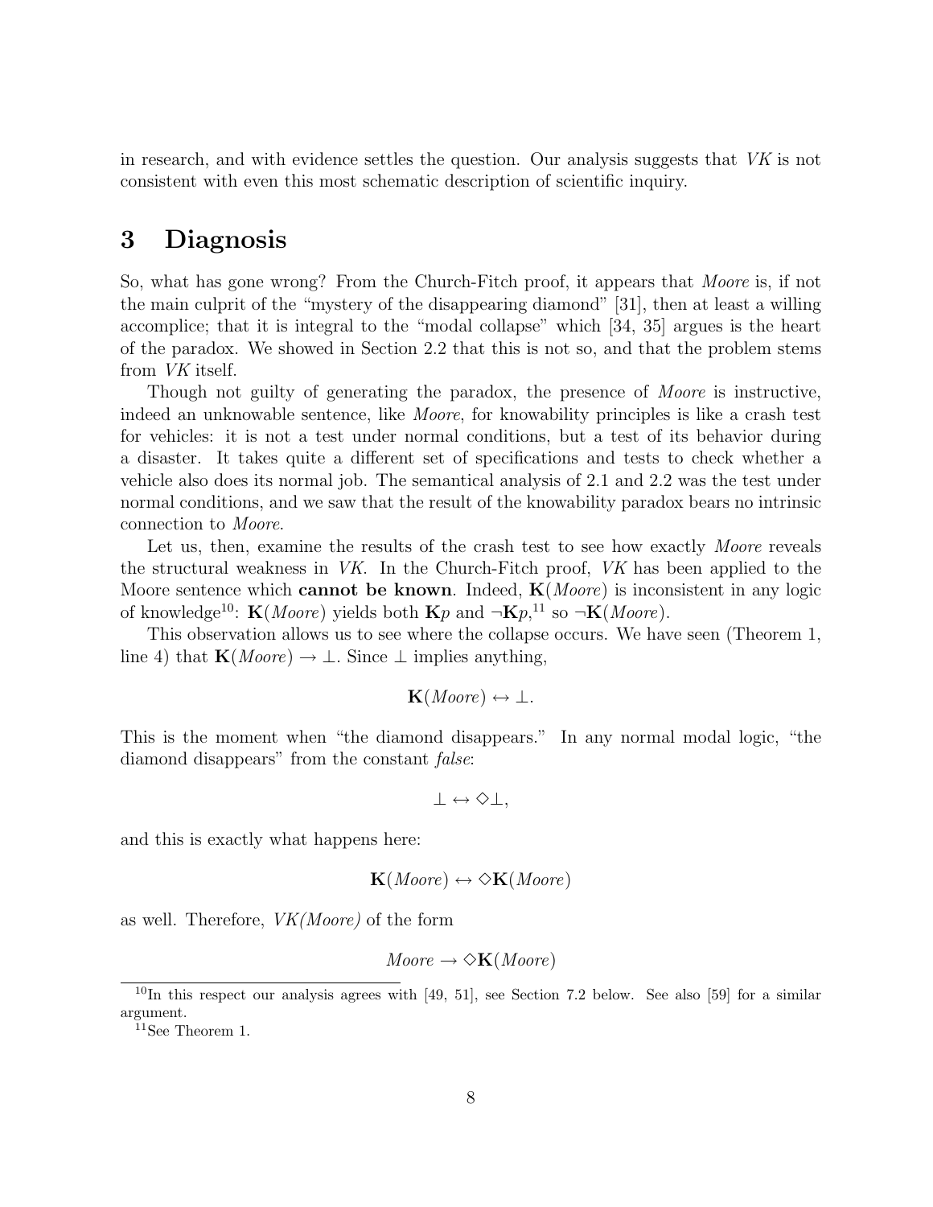in research, and with evidence settles the question. Our analysis suggests that *VK* is not consistent with even this most schematic description of scientific inquiry.

# 3 Diagnosis

So, what has gone wrong? From the Church-Fitch proof, it appears that *Moore* is, if not the main culprit of the "mystery of the disappearing diamond" [31], then at least a willing accomplice; that it is integral to the "modal collapse" which [34, 35] argues is the heart of the paradox. We showed in Section 2.2 that this is not so, and that the problem stems from *VK* itself.

Though not guilty of generating the paradox, the presence of *Moore* is instructive, indeed an unknowable sentence, like *Moore*, for knowability principles is like a crash test for vehicles: it is not a test under normal conditions, but a test of its behavior during a disaster. It takes quite a different set of specifications and tests to check whether a vehicle also does its normal job. The semantical analysis of 2.1 and 2.2 was the test under normal conditions, and we saw that the result of the knowability paradox bears no intrinsic connection to *Moore*.

Let us, then, examine the results of the crash test to see how exactly *Moore* reveals the structural weakness in *VK*. In the Church-Fitch proof, *VK* has been applied to the Moore sentence which **cannot be known**. Indeed, $\mathbf{K}(\mathit{Moore})$ is inconsistent in any logic of knowledge[10]: $\mathbf{K}(\mathit{Moore})$ yields both $\mathbf{K}p$ and $\neg\mathbf{K}p$,[11] so $\neg\mathbf{K}(\mathit{Moore})$.

This observation allows us to see where the collapse occurs. We have seen (Theorem 1, line 4) that $\mathbf{K}(\mathit{Moore}) \rightarrow \bot$. Since $\bot$ implies anything,

$$\mathbf{K}(\mathit{Moore}) \leftrightarrow \bot.$$

This is the moment when "the diamond disappears." In any normal modal logic, "the diamond disappears" from the constant *false*:

$$\bot \leftrightarrow \Diamond\bot,$$

and this is exactly what happens here:

$$\mathbf{K}(\mathit{Moore}) \leftrightarrow \Diamond\mathbf{K}(\mathit{Moore})$$

as well. Therefore, *VK(Moore)* of the form

$$\mathit{Moore} \rightarrow \Diamond\mathbf{K}(\mathit{Moore})$$

[10] In this respect our analysis agrees with [49, 51], see Section 7.2 below. See also [59] for a similar argument.

[11] See Theorem 1.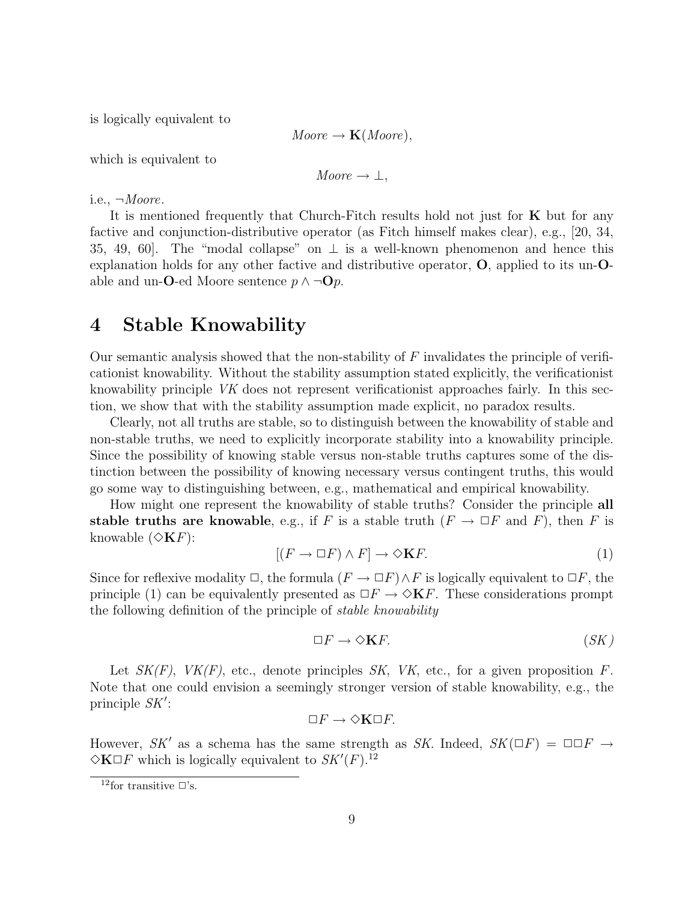is logically equivalent to

$$Moore \rightarrow \mathbf{K}(Moore),$$

which is equivalent to

$$Moore \rightarrow \bot,$$

i.e., $\neg Moore$.

It is mentioned frequently that Church-Fitch results hold not just for $\mathbf{K}$ but for any factive and conjunction-distributive operator (as Fitch himself makes clear), e.g., [20, 34, 35, 49, 60]. The "modal collapse" on $\bot$ is a well-known phenomenon and hence this explanation holds for any other factive and distributive operator, $\mathbf{O}$, applied to its un-$\mathbf{O}$-able and un-$\mathbf{O}$-ed Moore sentence $p \wedge \neg\mathbf{O}p$.

# 4 Stable Knowability

Our semantic analysis showed that the non-stability of $F$ invalidates the principle of verificationist knowability. Without the stability assumption stated explicitly, the verificationist knowability principle *VK* does not represent verificationist approaches fairly. In this section, we show that with the stability assumption made explicit, no paradox results.

Clearly, not all truths are stable, so to distinguish between the knowability of stable and non-stable truths, we need to explicitly incorporate stability into a knowability principle. Since the possibility of knowing stable versus non-stable truths captures some of the distinction between the possibility of knowing necessary versus contingent truths, this would go some way to distinguishing between, e.g., mathematical and empirical knowability.

How might one represent the knowability of stable truths? Consider the principle **all stable truths are knowable**, e.g., if $F$ is a stable truth ($F \rightarrow \Box F$ and $F$), then $F$ is knowable ($\Diamond\mathbf{K}F$):

$$[(F \rightarrow \Box F) \wedge F] \rightarrow \Diamond\mathbf{K}F. \tag{1}$$

Since for reflexive modality $\Box$, the formula $(F \rightarrow \Box F) \wedge F$ is logically equivalent to $\Box F$, the principle (1) can be equivalently presented as $\Box F \rightarrow \Diamond\mathbf{K}F$. These considerations prompt the following definition of the principle of *stable knowability*

$$\Box F \rightarrow \Diamond\mathbf{K}F. \tag{SK}$$

Let *SK(F)*, *VK(F)*, etc., denote principles *SK*, *VK*, etc., for a given proposition $F$. Note that one could envision a seemingly stronger version of stable knowability, e.g., the principle $SK'$:

$$\Box F \rightarrow \Diamond\mathbf{K}\Box F.$$

However, $SK'$ as a schema has the same strength as *SK*. Indeed, $SK(\Box F) = \Box\Box F \rightarrow \Diamond\mathbf{K}\Box F$ which is logically equivalent to $SK'(F)$.[12]

[12] for transitive $\Box$'s.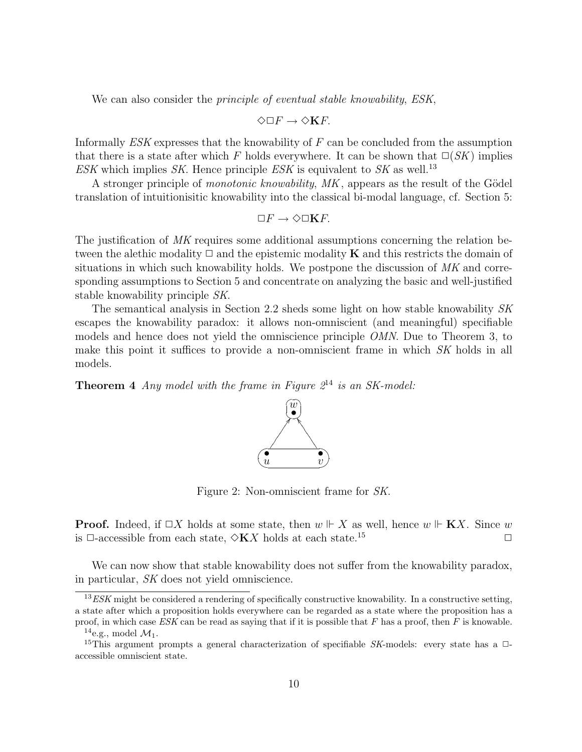We can also consider the *principle of eventual stable knowability*, *ESK*,

$$\Diamond\Box F \rightarrow \Diamond\mathbf{K}F.$$

Informally *ESK* expresses that the knowability of $F$ can be concluded from the assumption that there is a state after which $F$ holds everywhere. It can be shown that $\Box(SK)$ implies *ESK* which implies *SK*. Hence principle *ESK* is equivalent to *SK* as well.[13]

A stronger principle of *monotonic knowability*, *MK*, appears as the result of the Gödel translation of intuitionisitic knowability into the classical bi-modal language, cf. Section 5:

$$\Box F \rightarrow \Diamond\Box\mathbf{K}F.$$

The justification of *MK* requires some additional assumptions concerning the relation between the alethic modality $\Box$ and the epistemic modality $\mathbf{K}$ and this restricts the domain of situations in which such knowability holds. We postpone the discussion of *MK* and corresponding assumptions to Section 5 and concentrate on analyzing the basic and well-justified stable knowability principle *SK*.

The semantical analysis in Section 2.2 sheds some light on how stable knowability *SK* escapes the knowability paradox: it allows non-omniscient (and meaningful) specifiable models and hence does not yield the omniscience principle *OMN*. Due to Theorem 3, to make this point it suffices to provide a non-omniscient frame in which *SK* holds in all models.

**Theorem 4** *Any model with the frame in Figure 2*[14] *is an SK-model:*

Figure 2: Non-omniscient frame for *SK*.

**Proof.** Indeed, if $\Box X$ holds at some state, then $w \Vdash X$ as well, hence $w \Vdash \mathbf{K}X$. Since $w$ is $\Box$-accessible from each state, $\Diamond\mathbf{K}X$ holds at each state.[15] $\Box$

We can now show that stable knowability does not suffer from the knowability paradox, in particular, *SK* does not yield omniscience.

---

[13] *ESK* might be considered a rendering of specifically constructive knowability. In a constructive setting, a state after which a proposition holds everywhere can be regarded as a state where the proposition has a proof, in which case *ESK* can be read as saying that if it is possible that $F$ has a proof, then $F$ is knowable.

[14] e.g., model $\mathcal{M}_1$.

[15] This argument prompts a general characterization of specifiable *SK*-models: every state has a $\Box$-accessible omniscient state.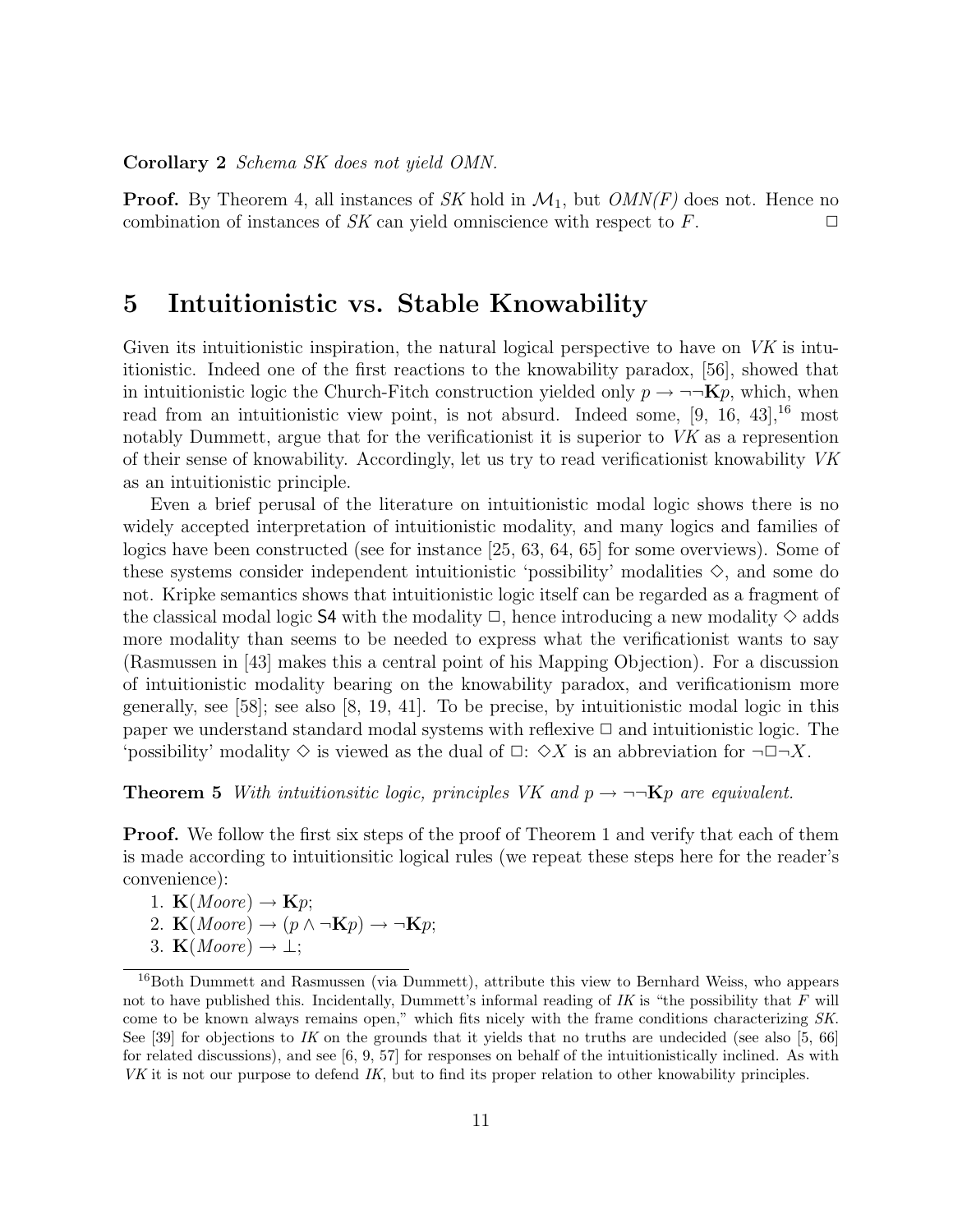**Corollary 2** *Schema SK does not yield OMN.*

**Proof.** By Theorem 4, all instances of *SK* hold in $\mathcal{M}_1$, but *OMN(F)* does not. Hence no combination of instances of *SK* can yield omniscience with respect to $F$. $\square$

## 5 Intuitionistic vs. Stable Knowability

Given its intuitionistic inspiration, the natural logical perspective to have on *VK* is intuitionistic. Indeed one of the first reactions to the knowability paradox, [56], showed that in intuitionistic logic the Church-Fitch construction yielded only $p \rightarrow \neg\neg\mathbf{K}p$, which, when read from an intuitionistic view point, is not absurd. Indeed some, [9, 16, 43],[16] most notably Dummett, argue that for the verificationist it is superior to *VK* as a represention of their sense of knowability. Accordingly, let us try to read verificationist knowability *VK* as an intuitionistic principle.

Even a brief perusal of the literature on intuitionistic modal logic shows there is no widely accepted interpretation of intuitionistic modality, and many logics and families of logics have been constructed (see for instance [25, 63, 64, 65] for some overviews). Some of these systems consider independent intuitionistic 'possibility' modalities $\Diamond$, and some do not. Kripke semantics shows that intuitionistic logic itself can be regarded as a fragment of the classical modal logic S4 with the modality $\Box$, hence introducing a new modality $\Diamond$ adds more modality than seems to be needed to express what the verificationist wants to say (Rasmussen in [43] makes this a central point of his Mapping Objection). For a discussion of intuitionistic modality bearing on the knowability paradox, and verificationism more generally, see [58]; see also [8, 19, 41]. To be precise, by intuitionistic modal logic in this paper we understand standard modal systems with reflexive $\Box$ and intuitionistic logic. The 'possibility' modality $\Diamond$ is viewed as the dual of $\Box$: $\Diamond X$ is an abbreviation for $\neg\Box\neg X$.

**Theorem 5** *With intuitionsitic logic, principles VK and $p \rightarrow \neg\neg\mathbf{K}p$ are equivalent.*

**Proof.** We follow the first six steps of the proof of Theorem 1 and verify that each of them is made according to intuitionsitic logical rules (we repeat these steps here for the reader's convenience):

1. $\mathbf{K}(Moore) \rightarrow \mathbf{K}p$;
2. $\mathbf{K}(Moore) \rightarrow (p \wedge \neg\mathbf{K}p) \rightarrow \neg\mathbf{K}p$;
3. $\mathbf{K}(Moore) \rightarrow \bot$;

[16] Both Dummett and Rasmussen (via Dummett), attribute this view to Bernhard Weiss, who appears not to have published this. Incidentally, Dummett's informal reading of *IK* is "the possibility that $F$ will come to be known always remains open," which fits nicely with the frame conditions characterizing *SK*. See [39] for objections to *IK* on the grounds that it yields that no truths are undecided (see also [5, 66] for related discussions), and see [6, 9, 57] for responses on behalf of the intuitionistically inclined. As with *VK* it is not our purpose to defend *IK*, but to find its proper relation to other knowability principles.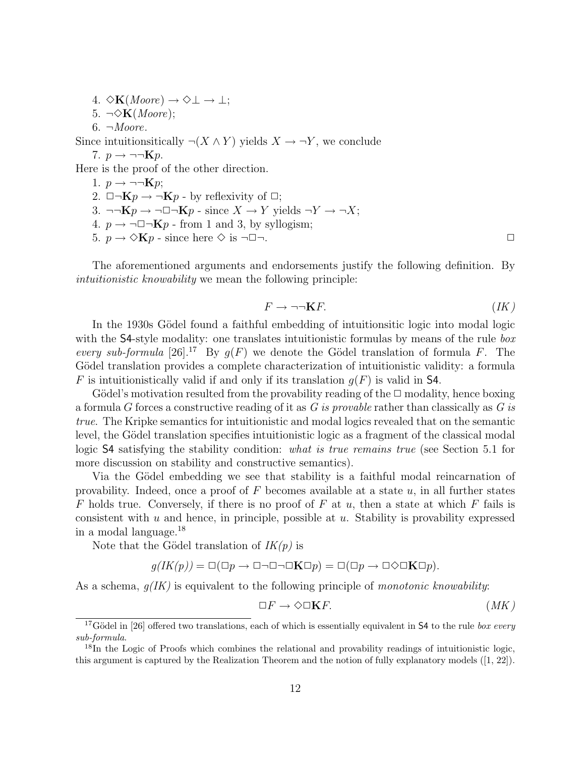4. $\Diamond\mathbf{K}(Moore) \rightarrow \Diamond\bot \rightarrow \bot$;
5. $\neg\Diamond\mathbf{K}(Moore)$;
6. $\neg Moore$.

Since intuitionsitically $\neg(X \wedge Y)$ yields $X \rightarrow \neg Y$, we conclude

7. $p \rightarrow \neg\neg\mathbf{K}p$.

Here is the proof of the other direction.

1. $p \rightarrow \neg\neg\mathbf{K}p$;
2. $\Box\neg\mathbf{K}p \rightarrow \neg\mathbf{K}p$ - by reflexivity of $\Box$;
3. $\neg\neg\mathbf{K}p \rightarrow \neg\Box\neg\mathbf{K}p$ - since $X \rightarrow Y$ yields $\neg Y \rightarrow \neg X$;
4. $p \rightarrow \neg\Box\neg\mathbf{K}p$ - from 1 and 3, by syllogism;
5. $p \rightarrow \Diamond\mathbf{K}p$ - since here $\Diamond$ is $\neg\Box\neg$. $\Box$

The aforementioned arguments and endorsements justify the following definition. By *intuitionistic knowability* we mean the following principle:

$$F \rightarrow \neg\neg\mathbf{K}F. \qquad (IK)$$

In the 1930s Gödel found a faithful embedding of intuitionsitic logic into modal logic with the S4-style modality: one translates intuitionistic formulas by means of the rule *box every sub-formula* [26].[17] By $g(F)$ we denote the Gödel translation of formula $F$. The Gödel translation provides a complete characterization of intuitionistic validity: a formula $F$ is intuitionistically valid if and only if its translation $g(F)$ is valid in S4.

Gödel's motivation resulted from the provability reading of the $\Box$ modality, hence boxing a formula $G$ forces a constructive reading of it as *G is provable* rather than classically as *G is true*. The Kripke semantics for intuitionistic and modal logics revealed that on the semantic level, the Gödel translation specifies intuitionistic logic as a fragment of the classical modal logic S4 satisfying the stability condition: *what is true remains true* (see Section 5.1 for more discussion on stability and constructive semantics).

Via the Gödel embedding we see that stability is a faithful modal reincarnation of provability. Indeed, once a proof of $F$ becomes available at a state $u$, in all further states $F$ holds true. Conversely, if there is no proof of $F$ at $u$, then a state at which $F$ fails is consistent with $u$ and hence, in principle, possible at $u$. Stability is provability expressed in a modal language.[18]

Note that the Gödel translation of *IK(p)* is

$$g(IK(p)) = \Box(\Box p \rightarrow \Box\neg\Box\neg\Box\mathbf{K}\Box p) = \Box(\Box p \rightarrow \Box\Diamond\Box\mathbf{K}\Box p).$$

As a schema, $g(IK)$ is equivalent to the following principle of *monotonic knowability*:

$$\Box F \rightarrow \Diamond\Box\mathbf{K}F. \qquad (MK)$$

[17] Gödel in [26] offered two translations, each of which is essentially equivalent in S4 to the rule *box every sub-formula*.

[18] In the Logic of Proofs which combines the relational and provability readings of intuitionistic logic, this argument is captured by the Realization Theorem and the notion of fully explanatory models ([1, 22]).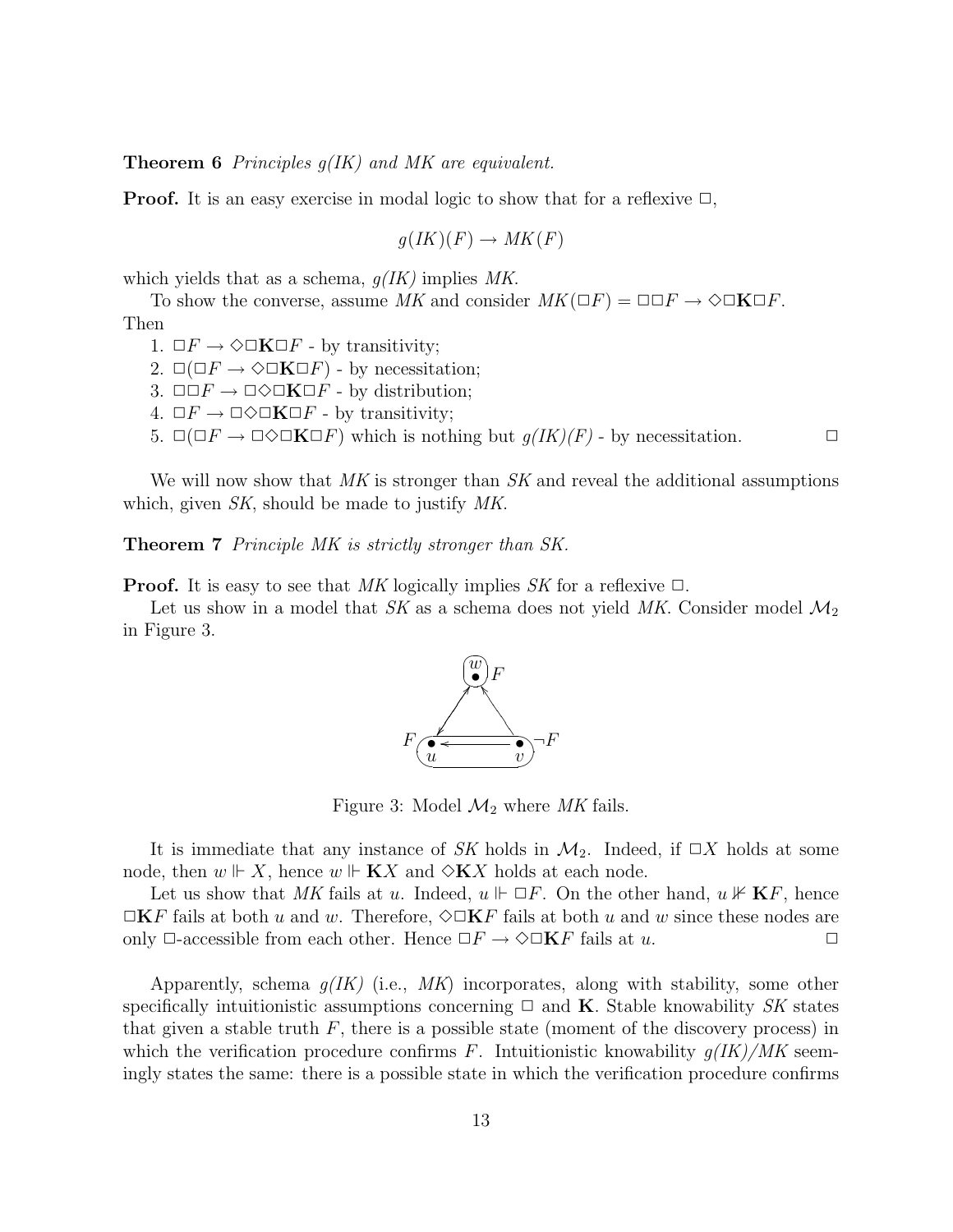**Theorem 6** *Principles g(IK) and MK are equivalent.*

**Proof.** It is an easy exercise in modal logic to show that for a reflexive $\Box$,

$$g(IK)(F) \rightarrow MK(F)$$

which yields that as a schema, *g(IK)* implies *MK*.

To show the converse, assume *MK* and consider $MK(\Box F) = \Box\Box F \rightarrow \Diamond\Box\mathbf{K}\Box F$. Then

1. $\Box F \rightarrow \Diamond\Box\mathbf{K}\Box F$ - by transitivity;
2. $\Box(\Box F \rightarrow \Diamond\Box\mathbf{K}\Box F)$ - by necessitation;
3. $\Box\Box F \rightarrow \Box\Diamond\Box\mathbf{K}\Box F$ - by distribution;
4. $\Box F \rightarrow \Box\Diamond\Box\mathbf{K}\Box F$ - by transitivity;
5. $\Box(\Box F \rightarrow \Box\Diamond\Box\mathbf{K}\Box F)$ which is nothing but *g(IK)(F)* - by necessitation. $\Box$

We will now show that *MK* is stronger than *SK* and reveal the additional assumptions which, given *SK*, should be made to justify *MK*.

**Theorem 7** *Principle MK is strictly stronger than SK.*

**Proof.** It is easy to see that *MK* logically implies *SK* for a reflexive $\Box$.

Let us show in a model that *SK* as a schema does not yield *MK*. Consider model $\mathcal{M}_2$ in Figure 3.

Figure 3: Model $\mathcal{M}_2$ where *MK* fails.

It is immediate that any instance of *SK* holds in $\mathcal{M}_2$. Indeed, if $\Box X$ holds at some node, then $w \Vdash X$, hence $w \Vdash \mathbf{K}X$ and $\Diamond\mathbf{K}X$ holds at each node.

Let us show that *MK* fails at $u$. Indeed, $u \Vdash \Box F$. On the other hand, $u \nVdash \mathbf{K}F$, hence $\Box\mathbf{K}F$ fails at both $u$ and $w$. Therefore, $\Diamond\Box\mathbf{K}F$ fails at both $u$ and $w$ since these nodes are only $\Box$-accessible from each other. Hence $\Box F \rightarrow \Diamond\Box\mathbf{K}F$ fails at $u$. $\Box$

Apparently, schema *g(IK)* (i.e., *MK*) incorporates, along with stability, some other specifically intuitionistic assumptions concerning $\Box$ and $\mathbf{K}$. Stable knowability *SK* states that given a stable truth $F$, there is a possible state (moment of the discovery process) in which the verification procedure confirms $F$. Intuitionistic knowability *g(IK)*/*MK* seemingly states the same: there is a possible state in which the verification procedure confirms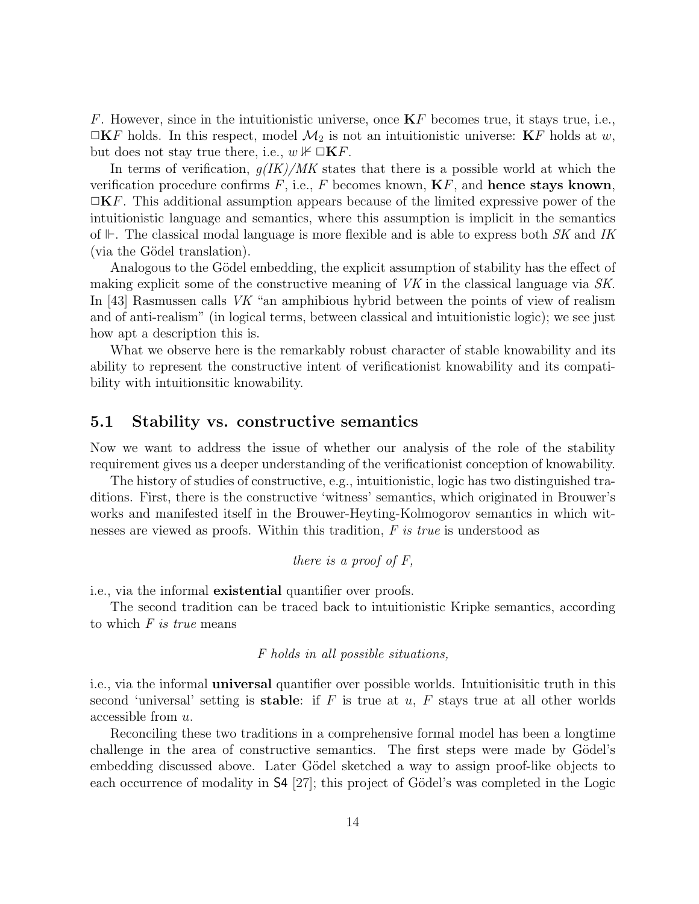$F$. However, since in the intuitionistic universe, once $\mathbf{K}F$ becomes true, it stays true, i.e., $\Box\mathbf{K}F$ holds. In this respect, model $\mathcal{M}_2$ is not an intuitionistic universe: $\mathbf{K}F$ holds at $w$, but does not stay true there, i.e., $w \nVdash \Box\mathbf{K}F$.

In terms of verification, *g(IK)/MK* states that there is a possible world at which the verification procedure confirms $F$, i.e., $F$ becomes known, $\mathbf{K}F$, and **hence stays known**, $\Box\mathbf{K}F$. This additional assumption appears because of the limited expressive power of the intuitionistic language and semantics, where this assumption is implicit in the semantics of $\Vdash$. The classical modal language is more flexible and is able to express both *SK* and *IK* (via the Gödel translation).

Analogous to the Gödel embedding, the explicit assumption of stability has the effect of making explicit some of the constructive meaning of *VK* in the classical language via *SK*. In [43] Rasmussen calls *VK* "an amphibious hybrid between the points of view of realism and of anti-realism" (in logical terms, between classical and intuitionistic logic); we see just how apt a description this is.

What we observe here is the remarkably robust character of stable knowability and its ability to represent the constructive intent of verificationist knowability and its compatibility with intuitionsitic knowability.

## 5.1 Stability vs. constructive semantics

Now we want to address the issue of whether our analysis of the role of the stability requirement gives us a deeper understanding of the verificationist conception of knowability.

The history of studies of constructive, e.g., intuitionistic, logic has two distinguished traditions. First, there is the constructive 'witness' semantics, which originated in Brouwer's works and manifested itself in the Brouwer-Heyting-Kolmogorov semantics in which witnesses are viewed as proofs. Within this tradition, *F is true* is understood as

*there is a proof of F,*

i.e., via the informal **existential** quantifier over proofs.

The second tradition can be traced back to intuitionistic Kripke semantics, according to which *F is true* means

*F holds in all possible situations,*

i.e., via the informal **universal** quantifier over possible worlds. Intuitionisitic truth in this second 'universal' setting is **stable**: if $F$ is true at $u$, $F$ stays true at all other worlds accessible from $u$.

Reconciling these two traditions in a comprehensive formal model has been a longtime challenge in the area of constructive semantics. The first steps were made by Gödel's embedding discussed above. Later Gödel sketched a way to assign proof-like objects to each occurrence of modality in S4 [27]; this project of Gödel's was completed in the Logic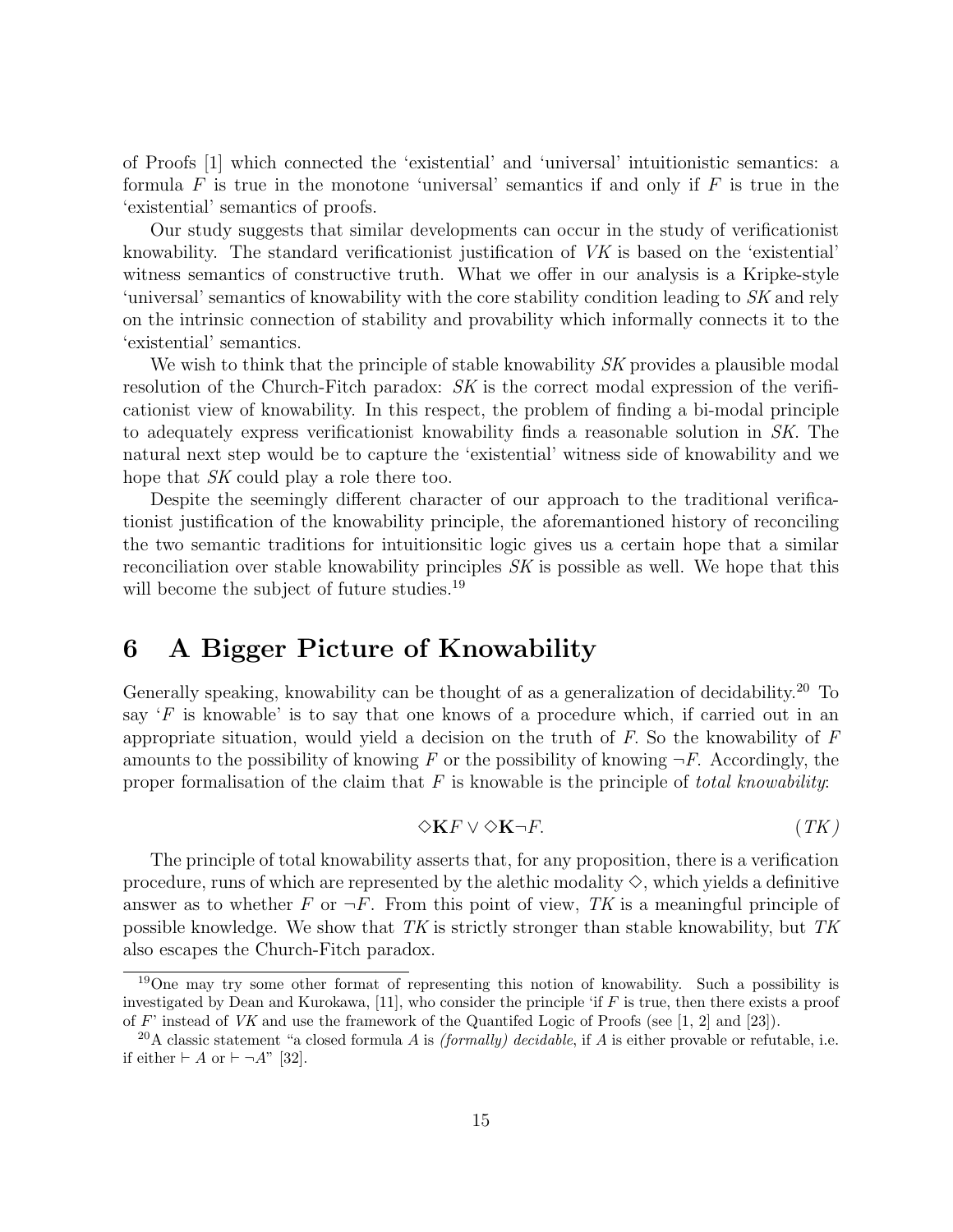of Proofs [1] which connected the 'existential' and 'universal' intuitionistic semantics: a formula $F$ is true in the monotone 'universal' semantics if and only if $F$ is true in the 'existential' semantics of proofs.

Our study suggests that similar developments can occur in the study of verificationist knowability. The standard verificationist justification of *VK* is based on the 'existential' witness semantics of constructive truth. What we offer in our analysis is a Kripke-style 'universal' semantics of knowability with the core stability condition leading to *SK* and rely on the intrinsic connection of stability and provability which informally connects it to the 'existential' semantics.

We wish to think that the principle of stable knowability *SK* provides a plausible modal resolution of the Church-Fitch paradox: *SK* is the correct modal expression of the verificationist view of knowability. In this respect, the problem of finding a bi-modal principle to adequately express verificationist knowability finds a reasonable solution in *SK*. The natural next step would be to capture the 'existential' witness side of knowability and we hope that *SK* could play a role there too.

Despite the seemingly different character of our approach to the traditional verificationist justification of the knowability principle, the aforemantioned history of reconciling the two semantic traditions for intuitionsitic logic gives us a certain hope that a similar reconciliation over stable knowability principles *SK* is possible as well. We hope that this will become the subject of future studies.[19]

# 6 A Bigger Picture of Knowability

Generally speaking, knowability can be thought of as a generalization of decidability.[20] To say '$F$ is knowable' is to say that one knows of a procedure which, if carried out in an appropriate situation, would yield a decision on the truth of $F$. So the knowability of $F$ amounts to the possibility of knowing $F$ or the possibility of knowing $\neg F$. Accordingly, the proper formalisation of the claim that $F$ is knowable is the principle of *total knowability*:

$$\Diamond \mathbf{K}F \vee \Diamond \mathbf{K}\neg F. \qquad (TK)$$

The principle of total knowability asserts that, for any proposition, there is a verification procedure, runs of which are represented by the alethic modality $\Diamond$, which yields a definitive answer as to whether $F$ or $\neg F$. From this point of view, *TK* is a meaningful principle of possible knowledge. We show that *TK* is strictly stronger than stable knowability, but *TK* also escapes the Church-Fitch paradox.

[19] One may try some other format of representing this notion of knowability. Such a possibility is investigated by Dean and Kurokawa, [11], who consider the principle 'if $F$ is true, then there exists a proof of $F$' instead of *VK* and use the framework of the Quantifed Logic of Proofs (see [1, 2] and [23]).

[20] A classic statement "a closed formula $A$ is *(formally) decidable*, if $A$ is either provable or refutable, i.e. if either $\vdash A$ or $\vdash \neg A$" [32].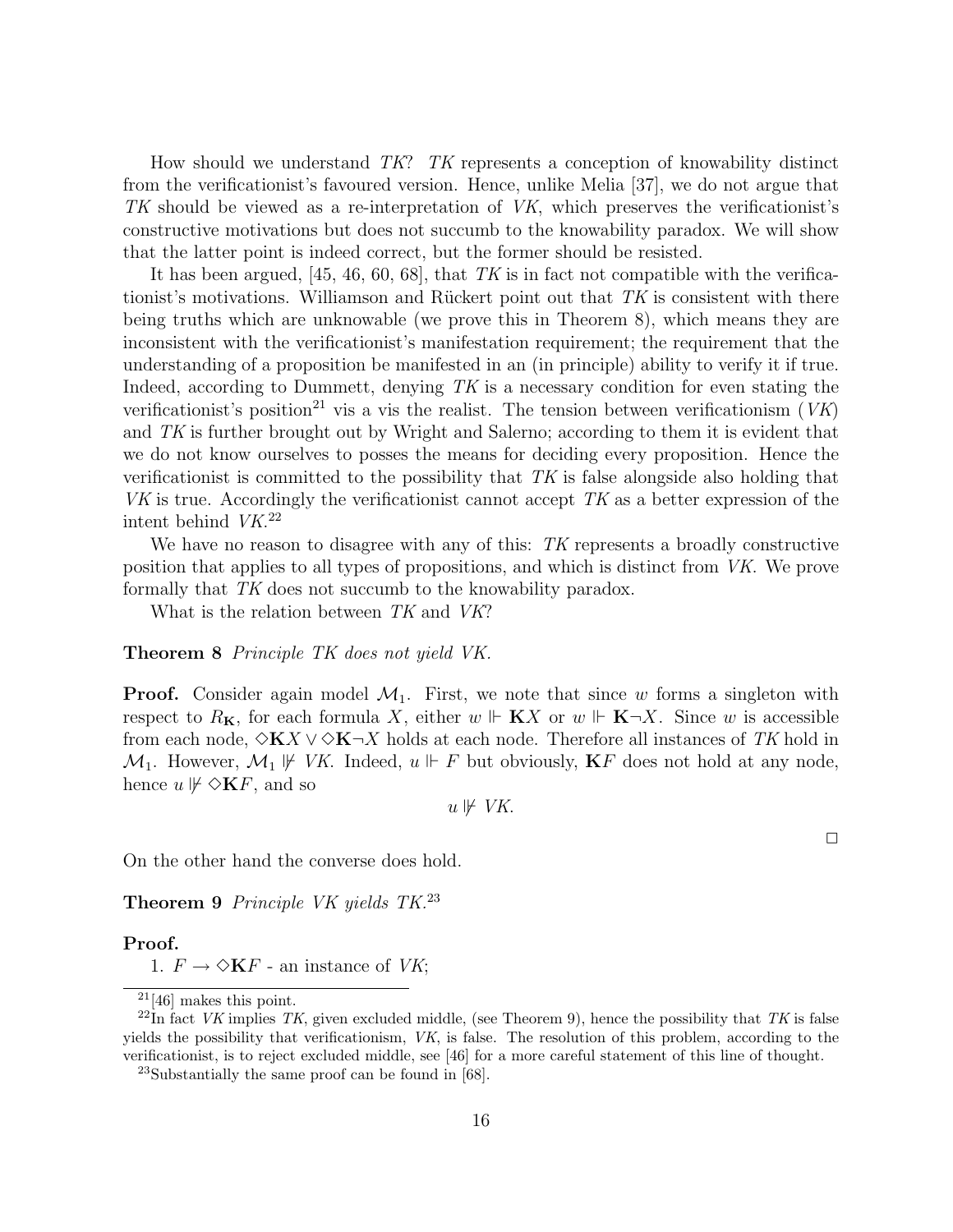How should we understand *TK*? *TK* represents a conception of knowability distinct from the verificationist's favoured version. Hence, unlike Melia [37], we do not argue that *TK* should be viewed as a re-interpretation of *VK*, which preserves the verificationist's constructive motivations but does not succumb to the knowability paradox. We will show that the latter point is indeed correct, but the former should be resisted.

It has been argued, [45, 46, 60, 68], that *TK* is in fact not compatible with the verificationist's motivations. Williamson and Rückert point out that *TK* is consistent with there being truths which are unknowable (we prove this in Theorem 8), which means they are inconsistent with the verificationist's manifestation requirement; the requirement that the understanding of a proposition be manifested in an (in principle) ability to verify it if true. Indeed, according to Dummett, denying *TK* is a necessary condition for even stating the verificationist's position[21] vis a vis the realist. The tension between verificationism (*VK*) and *TK* is further brought out by Wright and Salerno; according to them it is evident that we do not know ourselves to posses the means for deciding every proposition. Hence the verificationist is committed to the possibility that *TK* is false alongside also holding that *VK* is true. Accordingly the verificationist cannot accept *TK* as a better expression of the intent behind *VK*.[22]

We have no reason to disagree with any of this: *TK* represents a broadly constructive position that applies to all types of propositions, and which is distinct from *VK*. We prove formally that *TK* does not succumb to the knowability paradox.

What is the relation between *TK* and *VK*?

**Theorem 8** *Principle TK does not yield VK.*

**Proof.** Consider again model $\mathcal{M}_1$. First, we note that since $w$ forms a singleton with respect to $R_{\mathbf{K}}$, for each formula $X$, either $w \Vdash \mathbf{K}X$ or $w \Vdash \mathbf{K}\neg X$. Since $w$ is accessible from each node, $\Diamond\mathbf{K}X \vee \Diamond\mathbf{K}\neg X$ holds at each node. Therefore all instances of *TK* hold in $\mathcal{M}_1$. However, $\mathcal{M}_1 \nVdash VK$. Indeed, $u \Vdash F$ but obviously, $\mathbf{K}F$ does not hold at any node, hence $u \nVdash \Diamond\mathbf{K}F$, and so

$$u \nVdash VK.$$

$\square$

On the other hand the converse does hold.

**Theorem 9** *Principle VK yields TK.*[23]

**Proof.**

1. $F \to \Diamond\mathbf{K}F$ - an instance of *VK*;

---

[21] [46] makes this point.

[22] In fact *VK* implies *TK*, given excluded middle, (see Theorem 9), hence the possibility that *TK* is false yields the possibility that verificationism, *VK*, is false. The resolution of this problem, according to the verificationist, is to reject excluded middle, see [46] for a more careful statement of this line of thought.

[23] Substantially the same proof can be found in [68].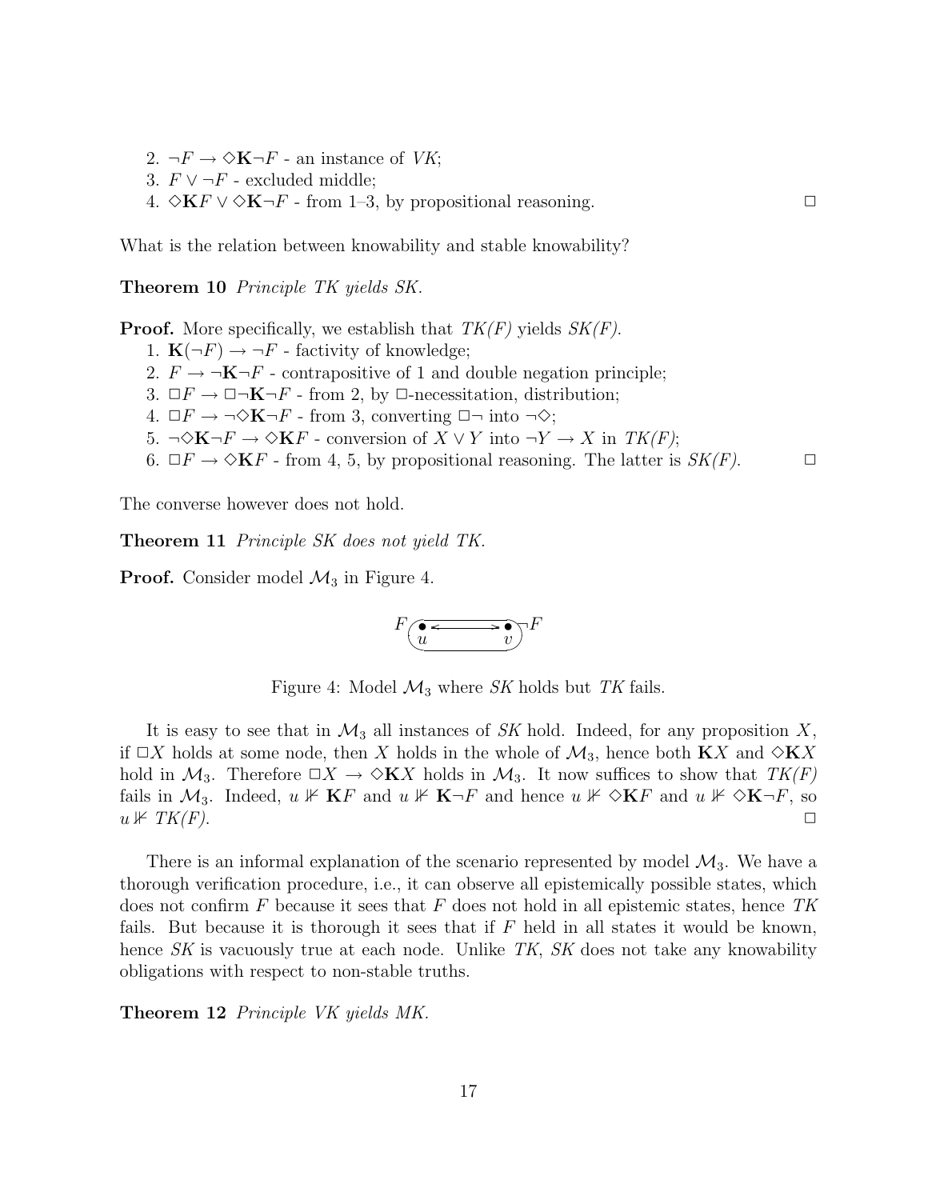2. $\neg F \rightarrow \Diamond \mathbf{K}\neg F$ - an instance of *VK*;
3. $F \vee \neg F$ - excluded middle;
4. $\Diamond \mathbf{K}F \vee \Diamond \mathbf{K}\neg F$ - from 1–3, by propositional reasoning. □

What is the relation between knowability and stable knowability?

**Theorem 10** *Principle TK yields SK.*

**Proof.** More specifically, we establish that *TK(F)* yields *SK(F)*.

1. $\mathbf{K}(\neg F) \rightarrow \neg F$ - factivity of knowledge;
2. $F \rightarrow \neg \mathbf{K}\neg F$ - contrapositive of 1 and double negation principle;
3. $\Box F \rightarrow \Box \neg \mathbf{K}\neg F$ - from 2, by $\Box$-necessitation, distribution;
4. $\Box F \rightarrow \neg \Diamond \mathbf{K}\neg F$ - from 3, converting $\Box\neg$ into $\neg\Diamond$;
5. $\neg \Diamond \mathbf{K}\neg F \rightarrow \Diamond \mathbf{K}F$ - conversion of $X \vee Y$ into $\neg Y \rightarrow X$ in *TK(F)*;
6. $\Box F \rightarrow \Diamond \mathbf{K}F$ - from 4, 5, by propositional reasoning. The latter is *SK(F)*. □

The converse however does not hold.

**Theorem 11** *Principle SK does not yield TK.*

**Proof.** Consider model $\mathcal{M}_3$ in Figure 4.

Figure 4: Model $\mathcal{M}_3$ where *SK* holds but *TK* fails.

It is easy to see that in $\mathcal{M}_3$ all instances of *SK* hold. Indeed, for any proposition $X$, if $\Box X$ holds at some node, then $X$ holds in the whole of $\mathcal{M}_3$, hence both $\mathbf{K}X$ and $\Diamond \mathbf{K}X$ hold in $\mathcal{M}_3$. Therefore $\Box X \rightarrow \Diamond \mathbf{K}X$ holds in $\mathcal{M}_3$. It now suffices to show that *TK(F)* fails in $\mathcal{M}_3$. Indeed, $u \not\Vdash \mathbf{K}F$ and $u \not\Vdash \mathbf{K}\neg F$ and hence $u \not\Vdash \Diamond \mathbf{K}F$ and $u \not\Vdash \Diamond \mathbf{K}\neg F$, so $u \not\Vdash$ *TK(F)*. □

There is an informal explanation of the scenario represented by model $\mathcal{M}_3$. We have a thorough verification procedure, i.e., it can observe all epistemically possible states, which does not confirm $F$ because it sees that $F$ does not hold in all epistemic states, hence *TK* fails. But because it is thorough it sees that if $F$ held in all states it would be known, hence *SK* is vacuously true at each node. Unlike *TK*, *SK* does not take any knowability obligations with respect to non-stable truths.

**Theorem 12** *Principle VK yields MK.*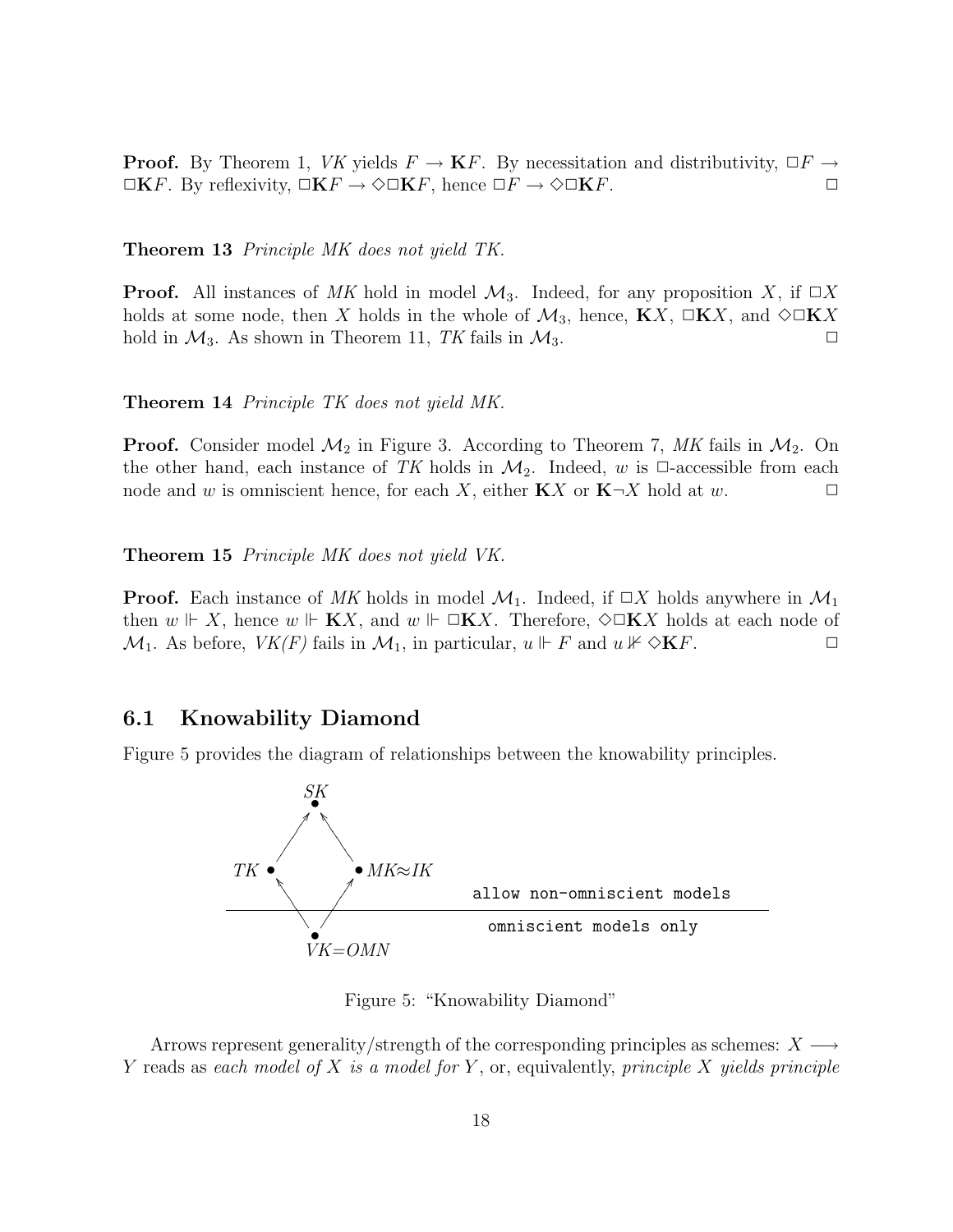**Proof.** By Theorem 1, *VK* yields $F \to \mathbf{K}F$. By necessitation and distributivity, $\Box F \to \Box\mathbf{K}F$. By reflexivity, $\Box\mathbf{K}F \to \Diamond\Box\mathbf{K}F$, hence $\Box F \to \Diamond\Box\mathbf{K}F$. $\Box$

**Theorem 13** *Principle MK does not yield TK.*

**Proof.** All instances of *MK* hold in model $\mathcal{M}_3$. Indeed, for any proposition $X$, if $\Box X$ holds at some node, then $X$ holds in the whole of $\mathcal{M}_3$, hence, $\mathbf{K}X$, $\Box\mathbf{K}X$, and $\Diamond\Box\mathbf{K}X$ hold in $\mathcal{M}_3$. As shown in Theorem 11, *TK* fails in $\mathcal{M}_3$. $\Box$

**Theorem 14** *Principle TK does not yield MK.*

**Proof.** Consider model $\mathcal{M}_2$ in Figure 3. According to Theorem 7, *MK* fails in $\mathcal{M}_2$. On the other hand, each instance of *TK* holds in $\mathcal{M}_2$. Indeed, $w$ is $\Box$-accessible from each node and $w$ is omniscient hence, for each $X$, either $\mathbf{K}X$ or $\mathbf{K}\neg X$ hold at $w$. $\Box$

**Theorem 15** *Principle MK does not yield VK.*

**Proof.** Each instance of *MK* holds in model $\mathcal{M}_1$. Indeed, if $\Box X$ holds anywhere in $\mathcal{M}_1$ then $w \Vdash X$, hence $w \Vdash \mathbf{K}X$, and $w \Vdash \Box\mathbf{K}X$. Therefore, $\Diamond\Box\mathbf{K}X$ holds at each node of $\mathcal{M}_1$. As before, *VK(F)* fails in $\mathcal{M}_1$, in particular, $u \Vdash F$ and $u \nVdash \Diamond\mathbf{K}F$. $\Box$

## 6.1 Knowability Diamond

Figure 5 provides the diagram of relationships between the knowability principles.

```
              SK
             /  \
           TK    MK≈IK
             \  /           allow non-omniscient models
  ------------------------------------------------
              VK=OMN        omniscient models only
```

Figure 5: "Knowability Diamond"

Arrows represent generality/strength of the corresponding principles as schemes: $X \longrightarrow Y$ reads as *each model of* $X$ *is a model for* $Y$, or, equivalently, *principle* $X$ *yields principle*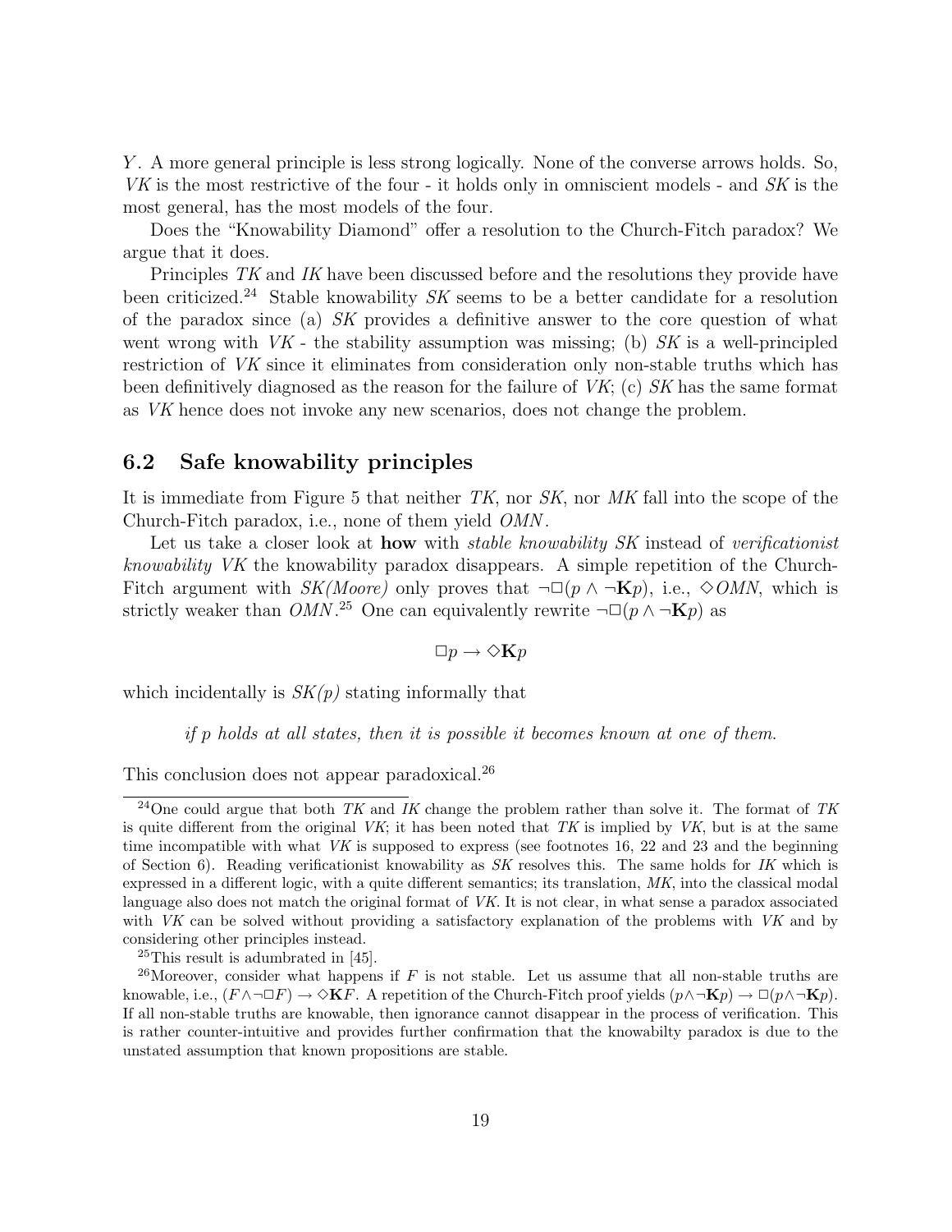$Y$. A more general principle is less strong logically. None of the converse arrows holds. So, *VK* is the most restrictive of the four - it holds only in omniscient models - and *SK* is the most general, has the most models of the four.

Does the "Knowability Diamond" offer a resolution to the Church-Fitch paradox? We argue that it does.

Principles *TK* and *IK* have been discussed before and the resolutions they provide have been criticized.[24] Stable knowability *SK* seems to be a better candidate for a resolution of the paradox since (a) *SK* provides a definitive answer to the core question of what went wrong with *VK* - the stability assumption was missing; (b) *SK* is a well-principled restriction of *VK* since it eliminates from consideration only non-stable truths which has been definitively diagnosed as the reason for the failure of *VK*; (c) *SK* has the same format as *VK* hence does not invoke any new scenarios, does not change the problem.

## 6.2 Safe knowability principles

It is immediate from Figure 5 that neither *TK*, nor *SK*, nor *MK* fall into the scope of the Church-Fitch paradox, i.e., none of them yield *OMN*.

Let us take a closer look at **how** with *stable knowability SK* instead of *verificationist knowability VK* the knowability paradox disappears. A simple repetition of the Church-Fitch argument with *SK(Moore)* only proves that $\neg\Box(p \wedge \neg\mathbf{K}p)$, i.e., $\Diamond OMN$, which is strictly weaker than *OMN*.[25] One can equivalently rewrite $\neg\Box(p \wedge \neg\mathbf{K}p)$ as

$$\Box p \rightarrow \Diamond\mathbf{K}p$$

which incidentally is *SK(p)* stating informally that

> *if p holds at all states, then it is possible it becomes known at one of them.*

This conclusion does not appear paradoxical.[26]

---

[24] One could argue that both *TK* and *IK* change the problem rather than solve it. The format of *TK* is quite different from the original *VK*; it has been noted that *TK* is implied by *VK*, but is at the same time incompatible with what *VK* is supposed to express (see footnotes 16, 22 and 23 and the beginning of Section 6). Reading verificationist knowability as *SK* resolves this. The same holds for *IK* which is expressed in a different logic, with a quite different semantics; its translation, *MK*, into the classical modal language also does not match the original format of *VK*. It is not clear, in what sense a paradox associated with *VK* can be solved without providing a satisfactory explanation of the problems with *VK* and by considering other principles instead.

[25] This result is adumbrated in [45].

[26] Moreover, consider what happens if $F$ is not stable. Let us assume that all non-stable truths are knowable, i.e., $(F \wedge \neg\Box F) \rightarrow \Diamond\mathbf{K}F$. A repetition of the Church-Fitch proof yields $(p \wedge \neg\mathbf{K}p) \rightarrow \Box(p \wedge \neg\mathbf{K}p)$. If all non-stable truths are knowable, then ignorance cannot disappear in the process of verification. This is rather counter-intuitive and provides further confirmation that the knowabilty paradox is due to the unstated assumption that known propositions are stable.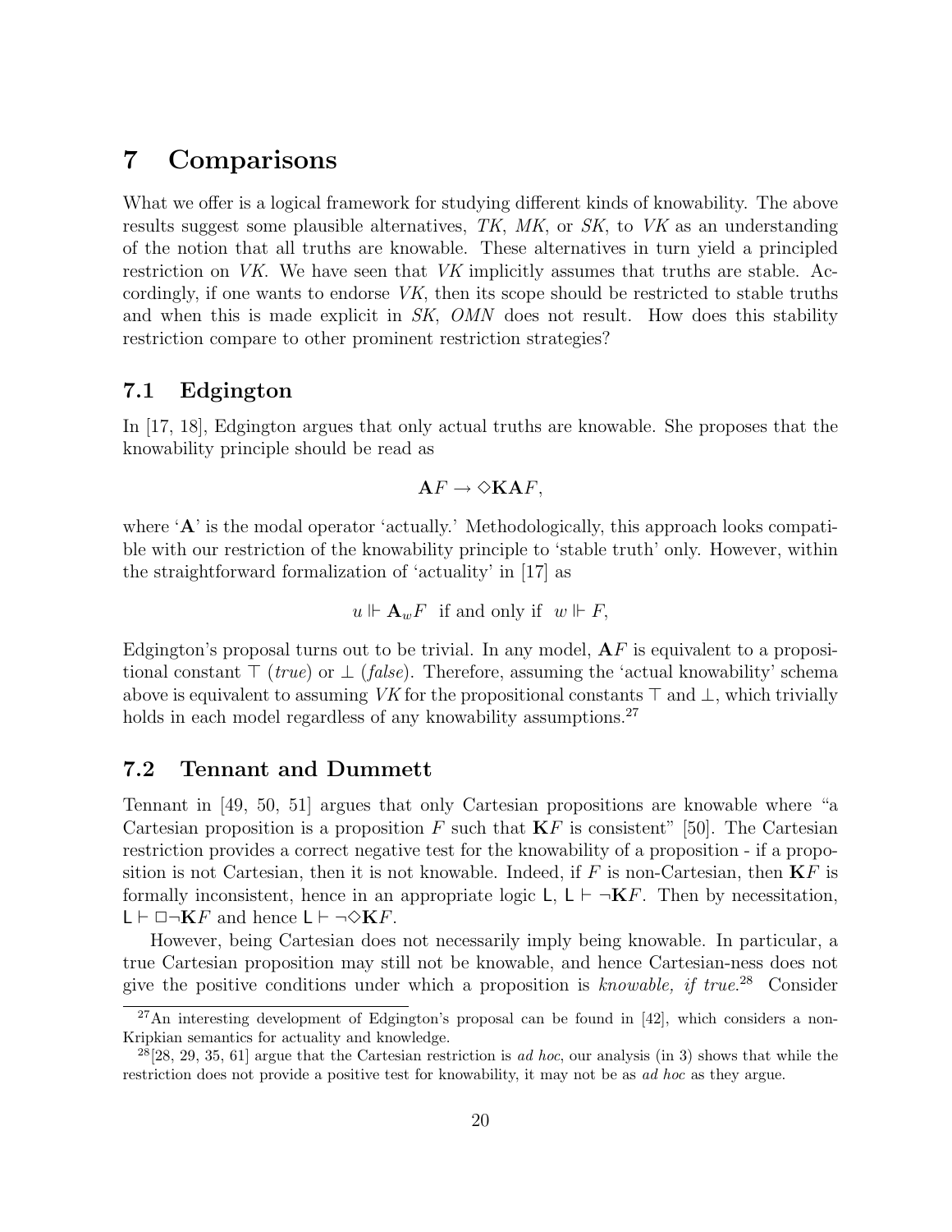# 7 Comparisons

What we offer is a logical framework for studying different kinds of knowability. The above results suggest some plausible alternatives, *TK*, *MK*, or *SK*, to *VK* as an understanding of the notion that all truths are knowable. These alternatives in turn yield a principled restriction on *VK*. We have seen that *VK* implicitly assumes that truths are stable. Accordingly, if one wants to endorse *VK*, then its scope should be restricted to stable truths and when this is made explicit in *SK*, *OMN* does not result. How does this stability restriction compare to other prominent restriction strategies?

## 7.1 Edgington

In [17, 18], Edgington argues that only actual truths are knowable. She proposes that the knowability principle should be read as

$$\mathbf{A}F \to \Diamond \mathbf{K}\mathbf{A}F,$$

where '$\mathbf{A}$' is the modal operator 'actually.' Methodologically, this approach looks compatible with our restriction of the knowability principle to 'stable truth' only. However, within the straightforward formalization of 'actuality' in [17] as

$$u \Vdash \mathbf{A}_w F \text{ if and only if } w \Vdash F,$$

Edgington's proposal turns out to be trivial. In any model, $\mathbf{A}F$ is equivalent to a propositional constant $\top$ (*true*) or $\bot$ (*false*). Therefore, assuming the 'actual knowability' schema above is equivalent to assuming *VK* for the propositional constants $\top$ and $\bot$, which trivially holds in each model regardless of any knowability assumptions.[27]

## 7.2 Tennant and Dummett

Tennant in [49, 50, 51] argues that only Cartesian propositions are knowable where "a Cartesian proposition is a proposition $F$ such that $\mathbf{K}F$ is consistent" [50]. The Cartesian restriction provides a correct negative test for the knowability of a proposition - if a proposition is not Cartesian, then it is not knowable. Indeed, if $F$ is non-Cartesian, then $\mathbf{K}F$ is formally inconsistent, hence in an appropriate logic $\mathsf{L}$, $\mathsf{L} \vdash \neg\mathbf{K}F$. Then by necessitation, $\mathsf{L} \vdash \Box\neg\mathbf{K}F$ and hence $\mathsf{L} \vdash \neg\Diamond\mathbf{K}F$.

However, being Cartesian does not necessarily imply being knowable. In particular, a true Cartesian proposition may still not be knowable, and hence Cartesian-ness does not give the positive conditions under which a proposition is *knowable, if true*.[28] Consider

[27] An interesting development of Edgington's proposal can be found in [42], which considers a non-Kripkian semantics for actuality and knowledge.

[28] [28, 29, 35, 61] argue that the Cartesian restriction is *ad hoc*, our analysis (in 3) shows that while the restriction does not provide a positive test for knowability, it may not be as *ad hoc* as they argue.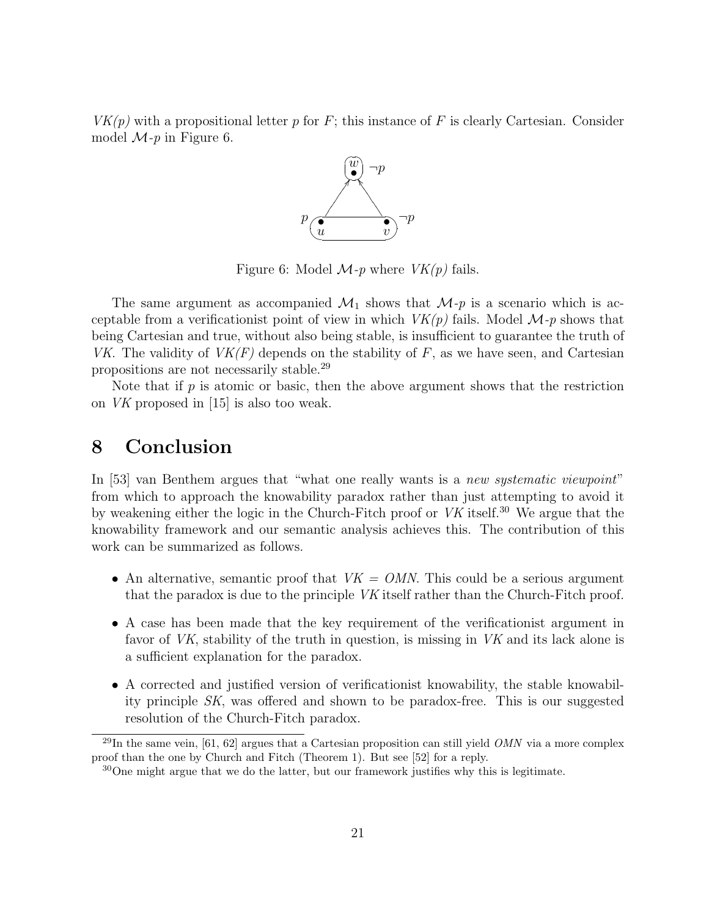*VK(p)* with a propositional letter $p$ for $F$; this instance of $F$ is clearly Cartesian. Consider model $\mathcal{M}$-$p$ in Figure 6.

Figure 6: Model $\mathcal{M}$-$p$ where *VK(p)* fails.

The same argument as accompanied $\mathcal{M}_1$ shows that $\mathcal{M}$-$p$ is a scenario which is acceptable from a verificationist point of view in which *VK(p)* fails. Model $\mathcal{M}$-$p$ shows that being Cartesian and true, without also being stable, is insufficient to guarantee the truth of *VK*. The validity of *VK(F)* depends on the stability of $F$, as we have seen, and Cartesian propositions are not necessarily stable.[29]

Note that if $p$ is atomic or basic, then the above argument shows that the restriction on *VK* proposed in [15] is also too weak.

# 8 Conclusion

In [53] van Benthem argues that "what one really wants is a *new systematic viewpoint*" from which to approach the knowability paradox rather than just attempting to avoid it by weakening either the logic in the Church-Fitch proof or *VK* itself.[30] We argue that the knowability framework and our semantic analysis achieves this. The contribution of this work can be summarized as follows.

- An alternative, semantic proof that *VK* = *OMN*. This could be a serious argument that the paradox is due to the principle *VK* itself rather than the Church-Fitch proof.
- A case has been made that the key requirement of the verificationist argument in favor of *VK*, stability of the truth in question, is missing in *VK* and its lack alone is a sufficient explanation for the paradox.
- A corrected and justified version of verificationist knowability, the stable knowability principle *SK*, was offered and shown to be paradox-free. This is our suggested resolution of the Church-Fitch paradox.

[29] In the same vein, [61, 62] argues that a Cartesian proposition can still yield *OMN* via a more complex proof than the one by Church and Fitch (Theorem 1). But see [52] for a reply.

[30] One might argue that we do the latter, but our framework justifies why this is legitimate.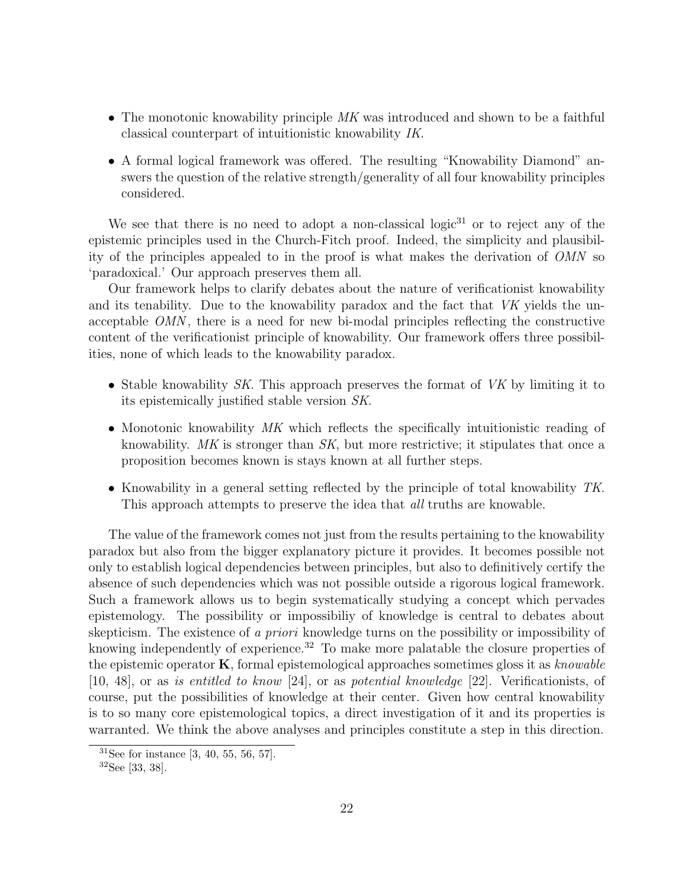- The monotonic knowability principle *MK* was introduced and shown to be a faithful classical counterpart of intuitionistic knowability *IK*.
- A formal logical framework was offered. The resulting "Knowability Diamond" answers the question of the relative strength/generality of all four knowability principles considered.

We see that there is no need to adopt a non-classical logic[31] or to reject any of the epistemic principles used in the Church-Fitch proof. Indeed, the simplicity and plausibility of the principles appealed to in the proof is what makes the derivation of *OMN* so 'paradoxical.' Our approach preserves them all.

Our framework helps to clarify debates about the nature of verificationist knowability and its tenability. Due to the knowability paradox and the fact that *VK* yields the unacceptable *OMN*, there is a need for new bi-modal principles reflecting the constructive content of the verificationist principle of knowability. Our framework offers three possibilities, none of which leads to the knowability paradox.

- Stable knowability *SK*. This approach preserves the format of *VK* by limiting it to its epistemically justified stable version *SK*.
- Monotonic knowability *MK* which reflects the specifically intuitionistic reading of knowability. *MK* is stronger than *SK*, but more restrictive; it stipulates that once a proposition becomes known is stays known at all further steps.
- Knowability in a general setting reflected by the principle of total knowability *TK*. This approach attempts to preserve the idea that *all* truths are knowable.

The value of the framework comes not just from the results pertaining to the knowability paradox but also from the bigger explanatory picture it provides. It becomes possible not only to establish logical dependencies between principles, but also to definitively certify the absence of such dependencies which was not possible outside a rigorous logical framework. Such a framework allows us to begin systematically studying a concept which pervades epistemology. The possibility or impossibiliy of knowledge is central to debates about skepticism. The existence of *a priori* knowledge turns on the possibility or impossibility of knowing independently of experience.[32] To make more palatable the closure properties of the epistemic operator $\mathbf{K}$, formal epistemological approaches sometimes gloss it as *knowable* [10, 48], or as *is entitled to know* [24], or as *potential knowledge* [22]. Verificationists, of course, put the possibilities of knowledge at their center. Given how central knowability is to so many core epistemological topics, a direct investigation of it and its properties is warranted. We think the above analyses and principles constitute a step in this direction.

[31] See for instance [3, 40, 55, 56, 57].

[32] See [33, 38].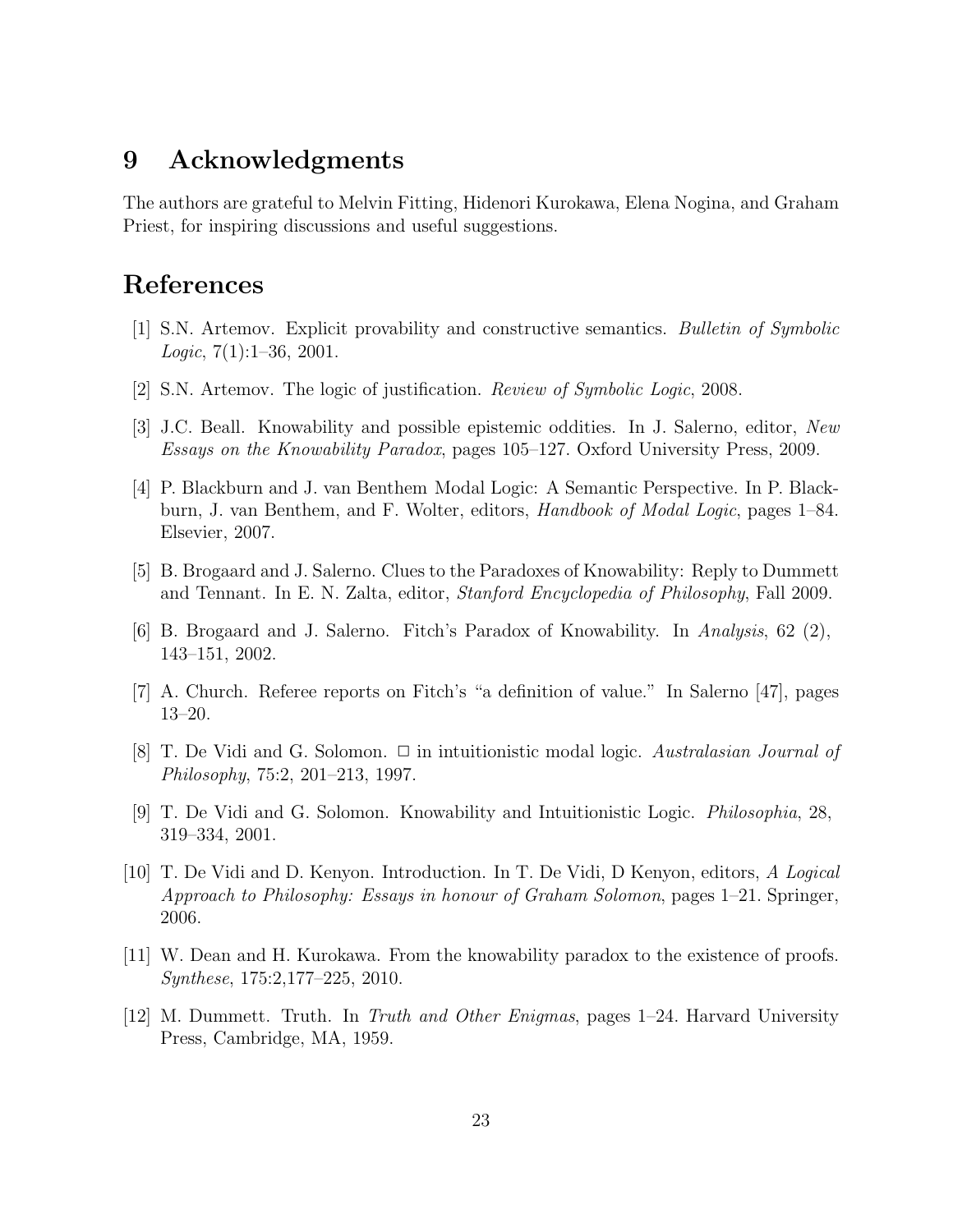## 9 Acknowledgments

The authors are grateful to Melvin Fitting, Hidenori Kurokawa, Elena Nogina, and Graham Priest, for inspiring discussions and useful suggestions.

## References

[1] S.N. Artemov. Explicit provability and constructive semantics. *Bulletin of Symbolic Logic*, 7(1):1–36, 2001.

[2] S.N. Artemov. The logic of justification. *Review of Symbolic Logic*, 2008.

[3] J.C. Beall. Knowability and possible epistemic oddities. In J. Salerno, editor, *New Essays on the Knowability Paradox*, pages 105–127. Oxford University Press, 2009.

[4] P. Blackburn and J. van Benthem Modal Logic: A Semantic Perspective. In P. Blackburn, J. van Benthem, and F. Wolter, editors, *Handbook of Modal Logic*, pages 1–84. Elsevier, 2007.

[5] B. Brogaard and J. Salerno. Clues to the Paradoxes of Knowability: Reply to Dummett and Tennant. In E. N. Zalta, editor, *Stanford Encyclopedia of Philosophy*, Fall 2009.

[6] B. Brogaard and J. Salerno. Fitch's Paradox of Knowability. In *Analysis*, 62 (2), 143–151, 2002.

[7] A. Church. Referee reports on Fitch's "a definition of value." In Salerno [47], pages 13–20.

[8] T. De Vidi and G. Solomon. $\Box$ in intuitionistic modal logic. *Australasian Journal of Philosophy*, 75:2, 201–213, 1997.

[9] T. De Vidi and G. Solomon. Knowability and Intuitionistic Logic. *Philosophia*, 28, 319–334, 2001.

[10] T. De Vidi and D. Kenyon. Introduction. In T. De Vidi, D Kenyon, editors, *A Logical Approach to Philosophy: Essays in honour of Graham Solomon*, pages 1–21. Springer, 2006.

[11] W. Dean and H. Kurokawa. From the knowability paradox to the existence of proofs. *Synthese*, 175:2,177–225, 2010.

[12] M. Dummett. Truth. In *Truth and Other Enigmas*, pages 1–24. Harvard University Press, Cambridge, MA, 1959.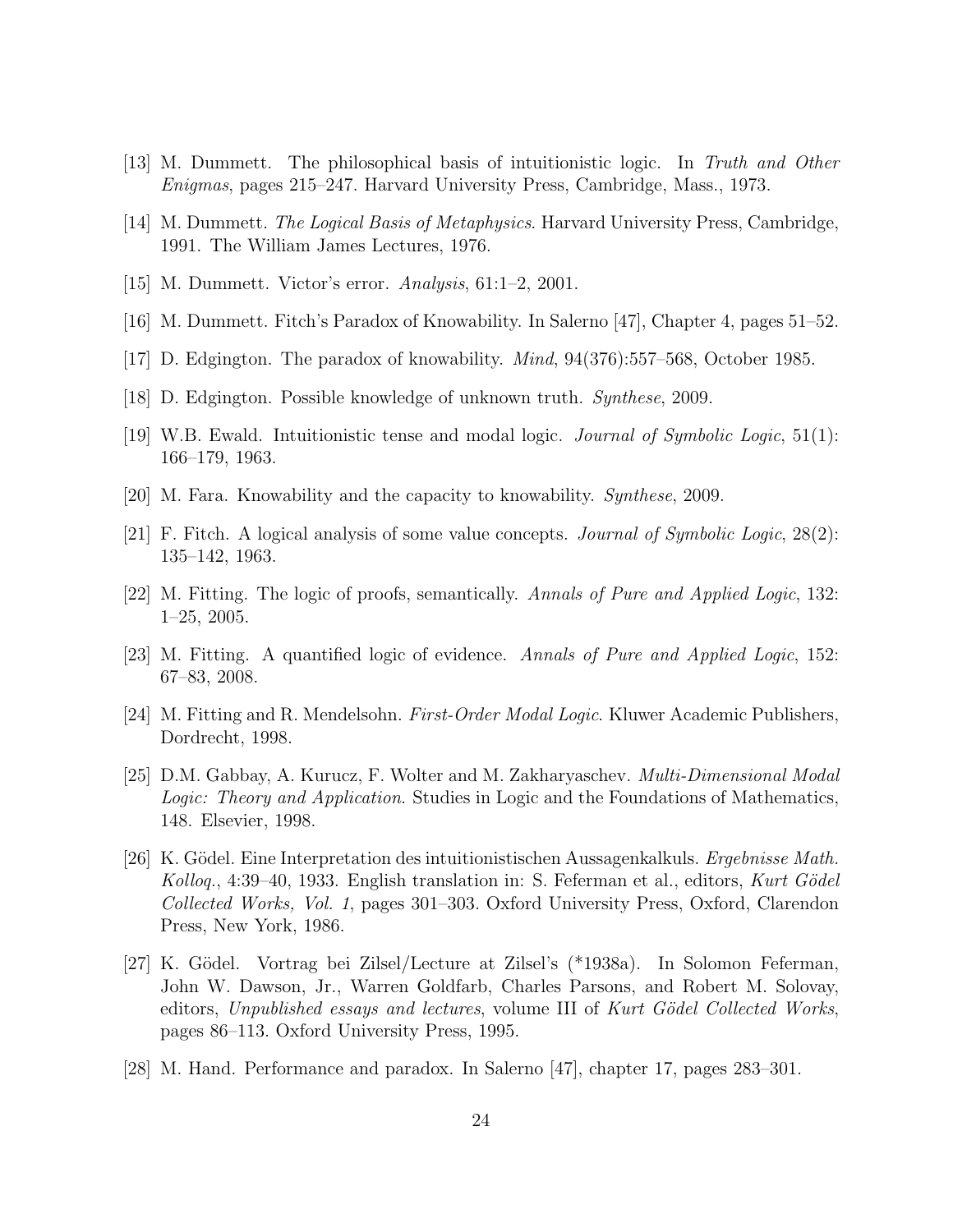[13] M. Dummett. The philosophical basis of intuitionistic logic. In *Truth and Other Enigmas*, pages 215–247. Harvard University Press, Cambridge, Mass., 1973.

[14] M. Dummett. *The Logical Basis of Metaphysics*. Harvard University Press, Cambridge, 1991. The William James Lectures, 1976.

[15] M. Dummett. Victor's error. *Analysis*, 61:1–2, 2001.

[16] M. Dummett. Fitch's Paradox of Knowability. In Salerno [47], Chapter 4, pages 51–52.

[17] D. Edgington. The paradox of knowability. *Mind*, 94(376):557–568, October 1985.

[18] D. Edgington. Possible knowledge of unknown truth. *Synthese*, 2009.

[19] W.B. Ewald. Intuitionistic tense and modal logic. *Journal of Symbolic Logic*, 51(1): 166–179, 1963.

[20] M. Fara. Knowability and the capacity to knowability. *Synthese*, 2009.

[21] F. Fitch. A logical analysis of some value concepts. *Journal of Symbolic Logic*, 28(2): 135–142, 1963.

[22] M. Fitting. The logic of proofs, semantically. *Annals of Pure and Applied Logic*, 132: 1–25, 2005.

[23] M. Fitting. A quantified logic of evidence. *Annals of Pure and Applied Logic*, 152: 67–83, 2008.

[24] M. Fitting and R. Mendelsohn. *First-Order Modal Logic*. Kluwer Academic Publishers, Dordrecht, 1998.

[25] D.M. Gabbay, A. Kurucz, F. Wolter and M. Zakharyaschev. *Multi-Dimensional Modal Logic: Theory and Application*. Studies in Logic and the Foundations of Mathematics, 148. Elsevier, 1998.

[26] K. Gödel. Eine Interpretation des intuitionistischen Aussagenkalkuls. *Ergebnisse Math. Kolloq.*, 4:39–40, 1933. English translation in: S. Feferman et al., editors, *Kurt Gödel Collected Works, Vol. 1*, pages 301–303. Oxford University Press, Oxford, Clarendon Press, New York, 1986.

[27] K. Gödel. Vortrag bei Zilsel/Lecture at Zilsel's (*1938a). In Solomon Feferman, John W. Dawson, Jr., Warren Goldfarb, Charles Parsons, and Robert M. Solovay, editors, *Unpublished essays and lectures*, volume III of *Kurt Gödel Collected Works*, pages 86–113. Oxford University Press, 1995.

[28] M. Hand. Performance and paradox. In Salerno [47], chapter 17, pages 283–301.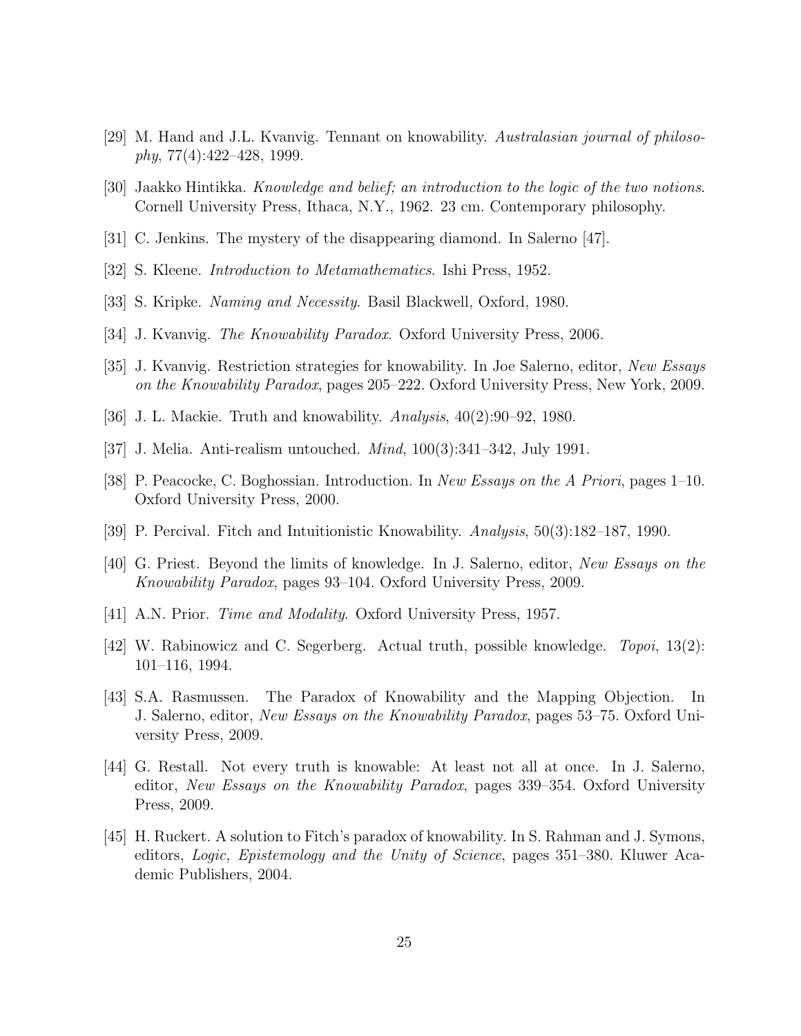[29] M. Hand and J.L. Kvanvig. Tennant on knowability. *Australasian journal of philosophy*, 77(4):422–428, 1999.

[30] Jaakko Hintikka. *Knowledge and belief; an introduction to the logic of the two notions*. Cornell University Press, Ithaca, N.Y., 1962. 23 cm. Contemporary philosophy.

[31] C. Jenkins. The mystery of the disappearing diamond. In Salerno [47].

[32] S. Kleene. *Introduction to Metamathematics*. Ishi Press, 1952.

[33] S. Kripke. *Naming and Necessity*. Basil Blackwell, Oxford, 1980.

[34] J. Kvanvig. *The Knowability Paradox*. Oxford University Press, 2006.

[35] J. Kvanvig. Restriction strategies for knowability. In Joe Salerno, editor, *New Essays on the Knowability Paradox*, pages 205–222. Oxford University Press, New York, 2009.

[36] J. L. Mackie. Truth and knowability. *Analysis*, 40(2):90–92, 1980.

[37] J. Melia. Anti-realism untouched. *Mind*, 100(3):341–342, July 1991.

[38] P. Peacocke, C. Boghossian. Introduction. In *New Essays on the A Priori*, pages 1–10. Oxford University Press, 2000.

[39] P. Percival. Fitch and Intuitionistic Knowability. *Analysis*, 50(3):182–187, 1990.

[40] G. Priest. Beyond the limits of knowledge. In J. Salerno, editor, *New Essays on the Knowability Paradox*, pages 93–104. Oxford University Press, 2009.

[41] A.N. Prior. *Time and Modality*. Oxford University Press, 1957.

[42] W. Rabinowicz and C. Segerberg. Actual truth, possible knowledge. *Topoi*, 13(2): 101–116, 1994.

[43] S.A. Rasmussen. The Paradox of Knowability and the Mapping Objection. In J. Salerno, editor, *New Essays on the Knowability Paradox*, pages 53–75. Oxford University Press, 2009.

[44] G. Restall. Not every truth is knowable: At least not all at once. In J. Salerno, editor, *New Essays on the Knowability Paradox*, pages 339–354. Oxford University Press, 2009.

[45] H. Ruckert. A solution to Fitch's paradox of knowability. In S. Rahman and J. Symons, editors, *Logic, Epistemology and the Unity of Science*, pages 351–380. Kluwer Academic Publishers, 2004.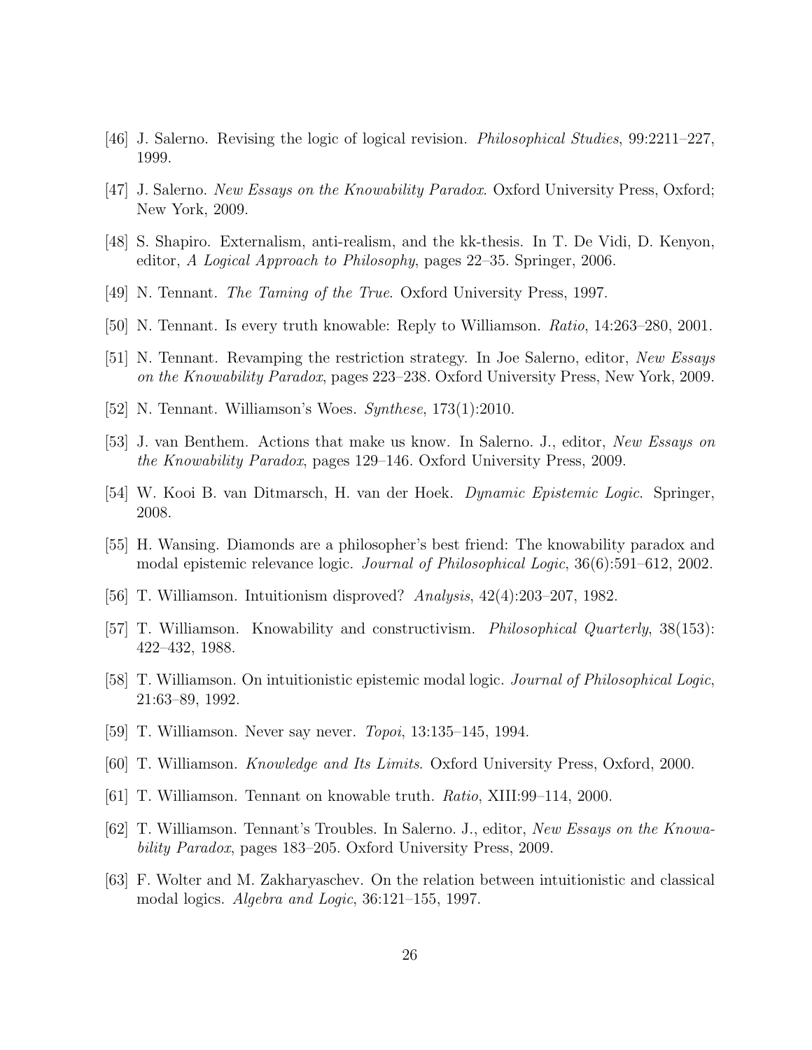[46] J. Salerno. Revising the logic of logical revision. *Philosophical Studies*, 99:2211–227, 1999.

[47] J. Salerno. *New Essays on the Knowability Paradox*. Oxford University Press, Oxford; New York, 2009.

[48] S. Shapiro. Externalism, anti-realism, and the kk-thesis. In T. De Vidi, D. Kenyon, editor, *A Logical Approach to Philosophy*, pages 22–35. Springer, 2006.

[49] N. Tennant. *The Taming of the True*. Oxford University Press, 1997.

[50] N. Tennant. Is every truth knowable: Reply to Williamson. *Ratio*, 14:263–280, 2001.

[51] N. Tennant. Revamping the restriction strategy. In Joe Salerno, editor, *New Essays on the Knowability Paradox*, pages 223–238. Oxford University Press, New York, 2009.

[52] N. Tennant. Williamson's Woes. *Synthese*, 173(1):2010.

[53] J. van Benthem. Actions that make us know. In Salerno. J., editor, *New Essays on the Knowability Paradox*, pages 129–146. Oxford University Press, 2009.

[54] W. Kooi B. van Ditmarsch, H. van der Hoek. *Dynamic Epistemic Logic*. Springer, 2008.

[55] H. Wansing. Diamonds are a philosopher's best friend: The knowability paradox and modal epistemic relevance logic. *Journal of Philosophical Logic*, 36(6):591–612, 2002.

[56] T. Williamson. Intuitionism disproved? *Analysis*, 42(4):203–207, 1982.

[57] T. Williamson. Knowability and constructivism. *Philosophical Quarterly*, 38(153): 422–432, 1988.

[58] T. Williamson. On intuitionistic epistemic modal logic. *Journal of Philosophical Logic*, 21:63–89, 1992.

[59] T. Williamson. Never say never. *Topoi*, 13:135–145, 1994.

[60] T. Williamson. *Knowledge and Its Limits*. Oxford University Press, Oxford, 2000.

[61] T. Williamson. Tennant on knowable truth. *Ratio*, XIII:99–114, 2000.

[62] T. Williamson. Tennant's Troubles. In Salerno. J., editor, *New Essays on the Knowability Paradox*, pages 183–205. Oxford University Press, 2009.

[63] F. Wolter and M. Zakharyaschev. On the relation between intuitionistic and classical modal logics. *Algebra and Logic*, 36:121–155, 1997.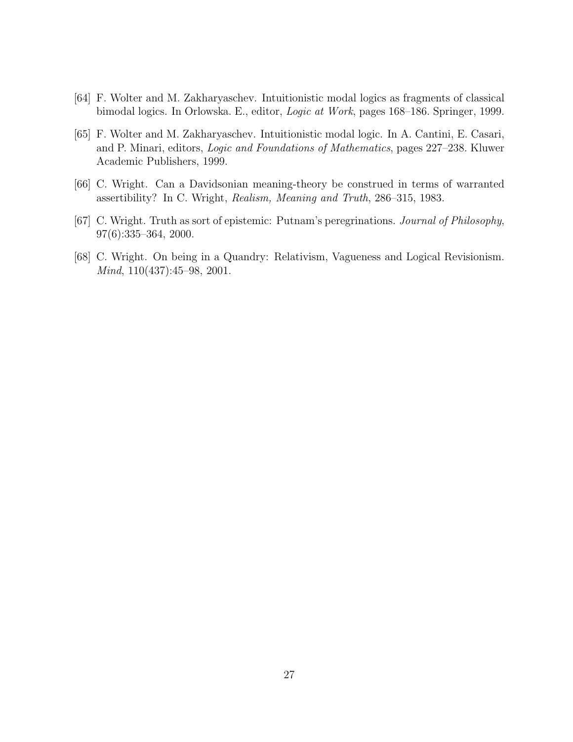[64] F. Wolter and M. Zakharyaschev. Intuitionistic modal logics as fragments of classical bimodal logics. In Orlowska. E., editor, *Logic at Work*, pages 168–186. Springer, 1999.

[65] F. Wolter and M. Zakharyaschev. Intuitionistic modal logic. In A. Cantini, E. Casari, and P. Minari, editors, *Logic and Foundations of Mathematics*, pages 227–238. Kluwer Academic Publishers, 1999.

[66] C. Wright. Can a Davidsonian meaning-theory be construed in terms of warranted assertibility? In C. Wright, *Realism, Meaning and Truth*, 286–315, 1983.

[67] C. Wright. Truth as sort of epistemic: Putnam's peregrinations. *Journal of Philosophy*, 97(6):335–364, 2000.

[68] C. Wright. On being in a Quandry: Relativism, Vagueness and Logical Revisionism. *Mind*, 110(437):45–98, 2001.